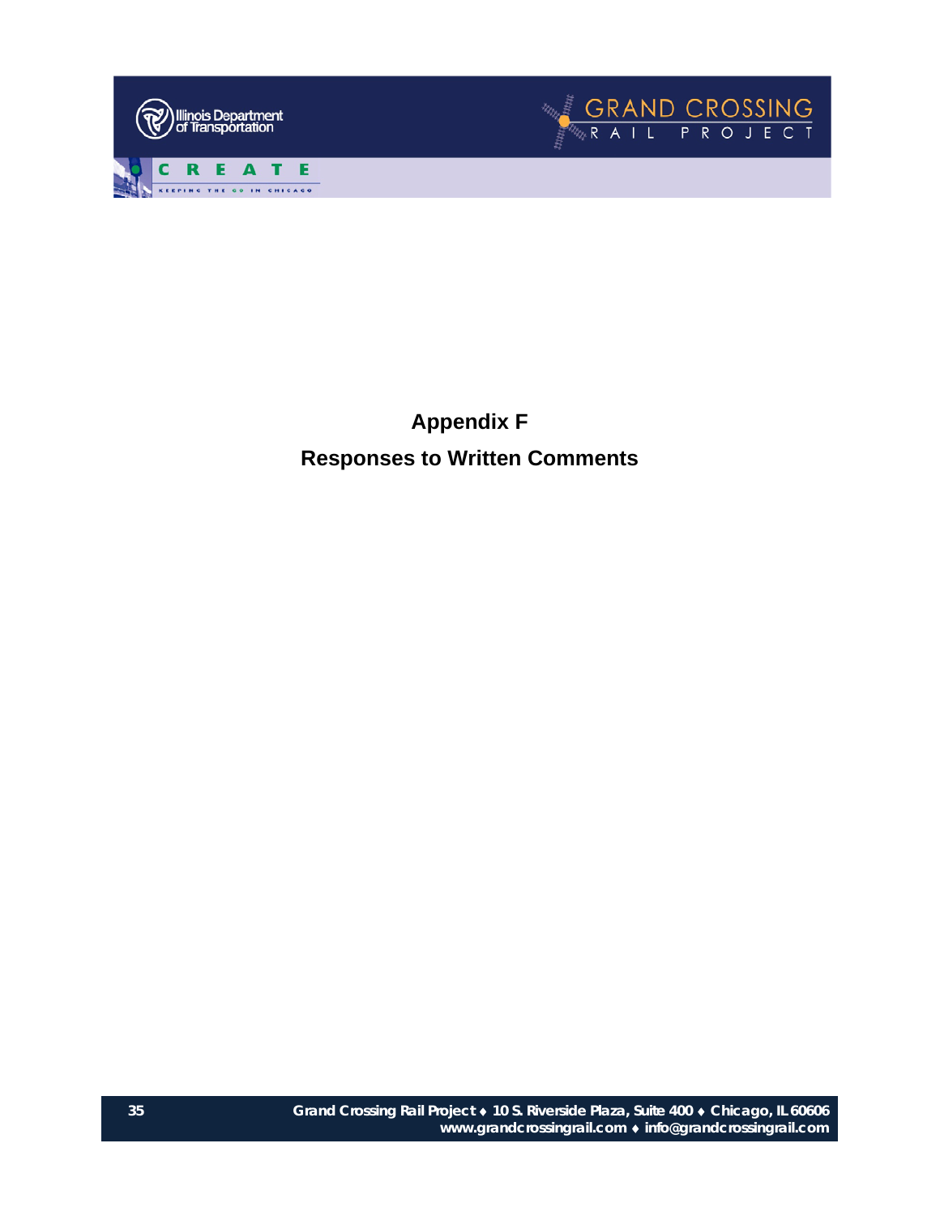# Appendix F

## Responses to Written Comments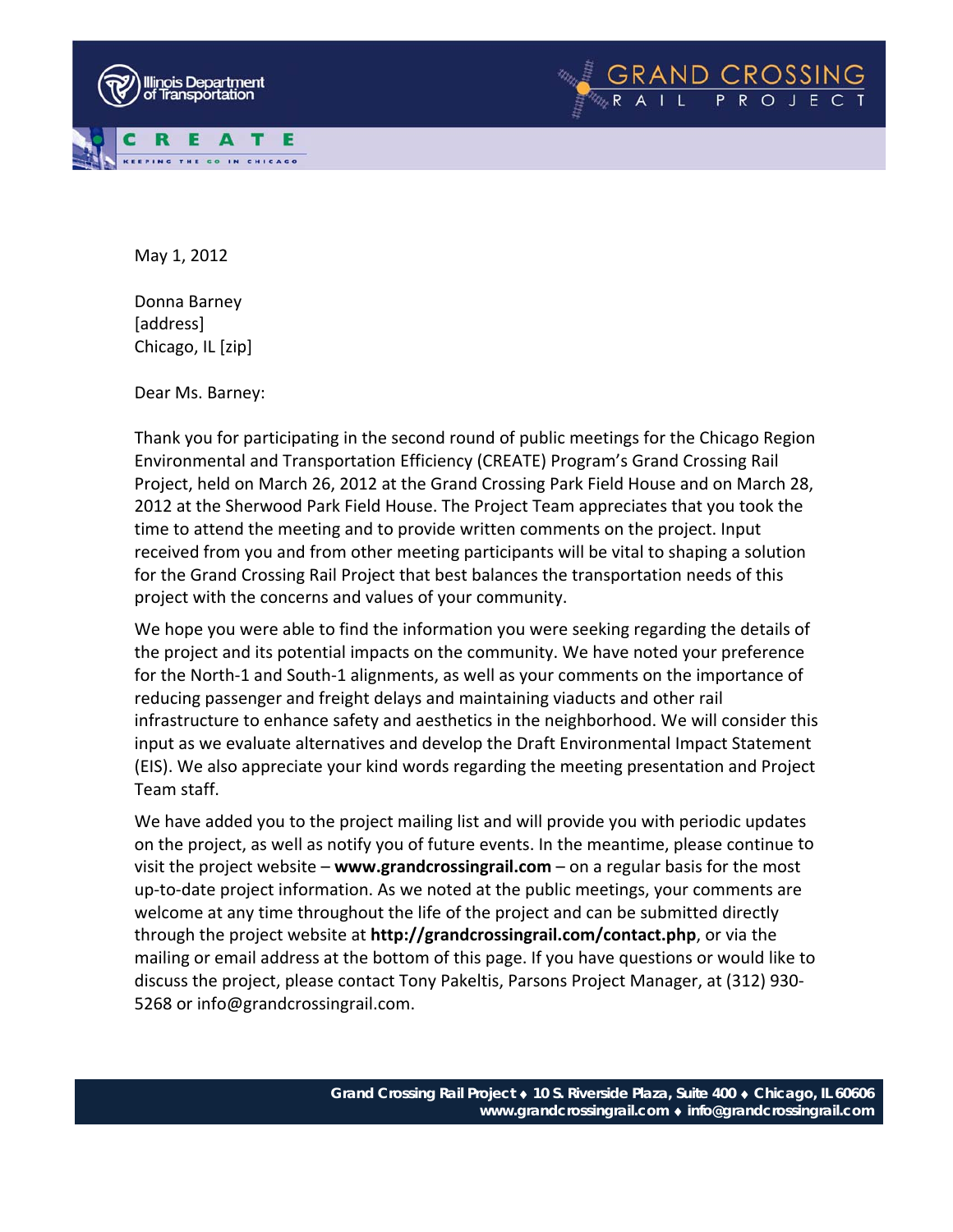May 1, 2012

Donna Barney
[address]
Chicago, IL [zip]

Dear Ms. Barney:

Thank you for participating in the second round of public meetings for the Chicago Region Environmental and Transportation Efficiency (CREATE) Program's Grand Crossing Rail Project, held on March 26, 2012 at the Grand Crossing Park Field House and on March 28, 2012 at the Sherwood Park Field House. The Project Team appreciates that you took the time to attend the meeting and to provide written comments on the project. Input received from you and from other meeting participants will be vital to shaping a solution for the Grand Crossing Rail Project that best balances the transportation needs of this project with the concerns and values of your community.

We hope you were able to find the information you were seeking regarding the details of the project and its potential impacts on the community. We have noted your preference for the North-1 and South-1 alignments, as well as your comments on the importance of reducing passenger and freight delays and maintaining viaducts and other rail infrastructure to enhance safety and aesthetics in the neighborhood. We will consider this input as we evaluate alternatives and develop the Draft Environmental Impact Statement (EIS). We also appreciate your kind words regarding the meeting presentation and Project Team staff.

We have added you to the project mailing list and will provide you with periodic updates on the project, as well as notify you of future events. In the meantime, please continue to visit the project website – **www.grandcrossingrail.com** – on a regular basis for the most up-to-date project information. As we noted at the public meetings, your comments are welcome at any time throughout the life of the project and can be submitted directly through the project website at **http://grandcrossingrail.com/contact.php**, or via the mailing or email address at the bottom of this page. If you have questions or would like to discuss the project, please contact Tony Pakeltis, Parsons Project Manager, at (312) 930-5268 or info@grandcrossingrail.com.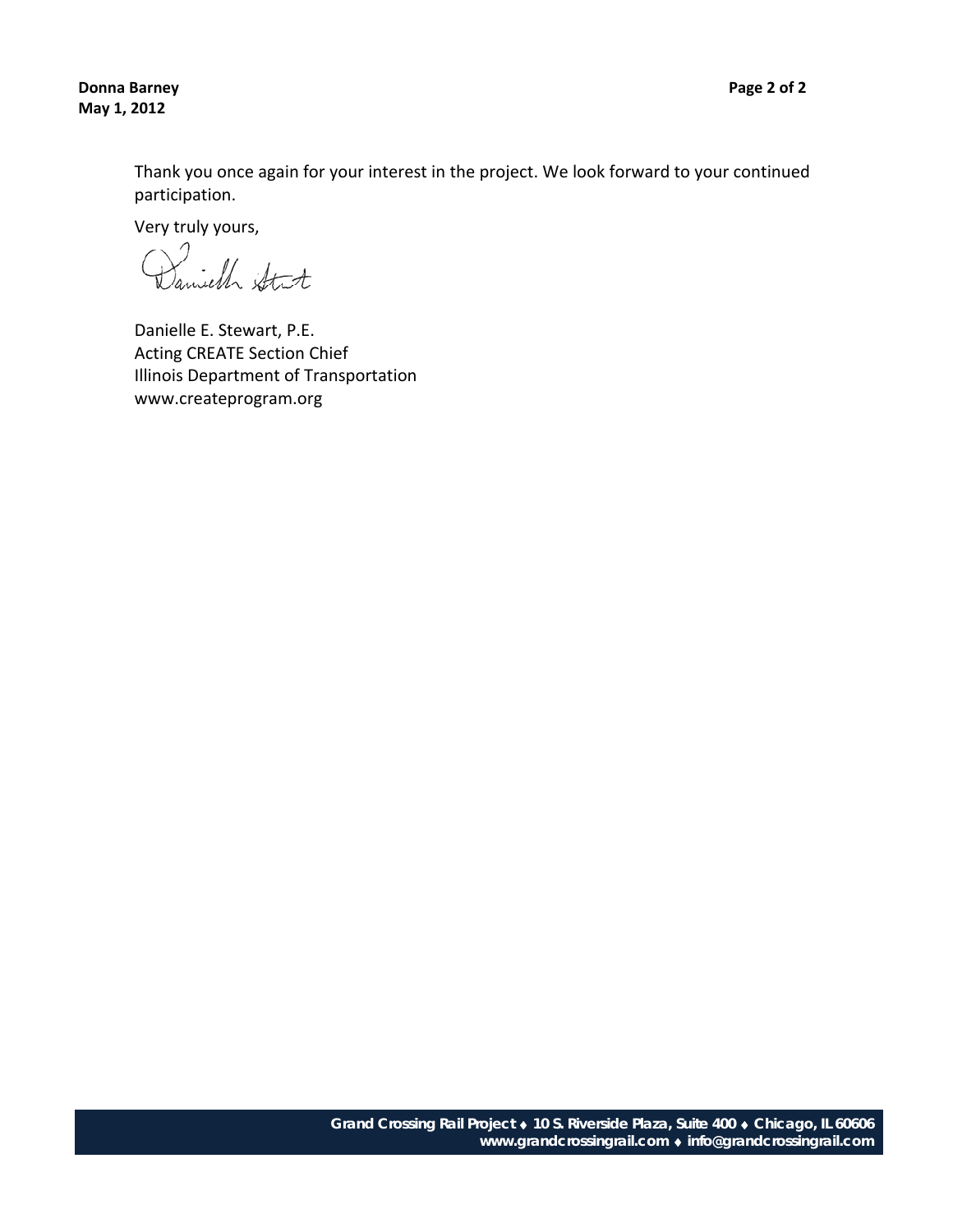Thank you once again for your interest in the project. We look forward to your continued participation.

Very truly yours,

Danielle E. Stewart, P.E.
Acting CREATE Section Chief
Illinois Department of Transportation
www.createprogram.org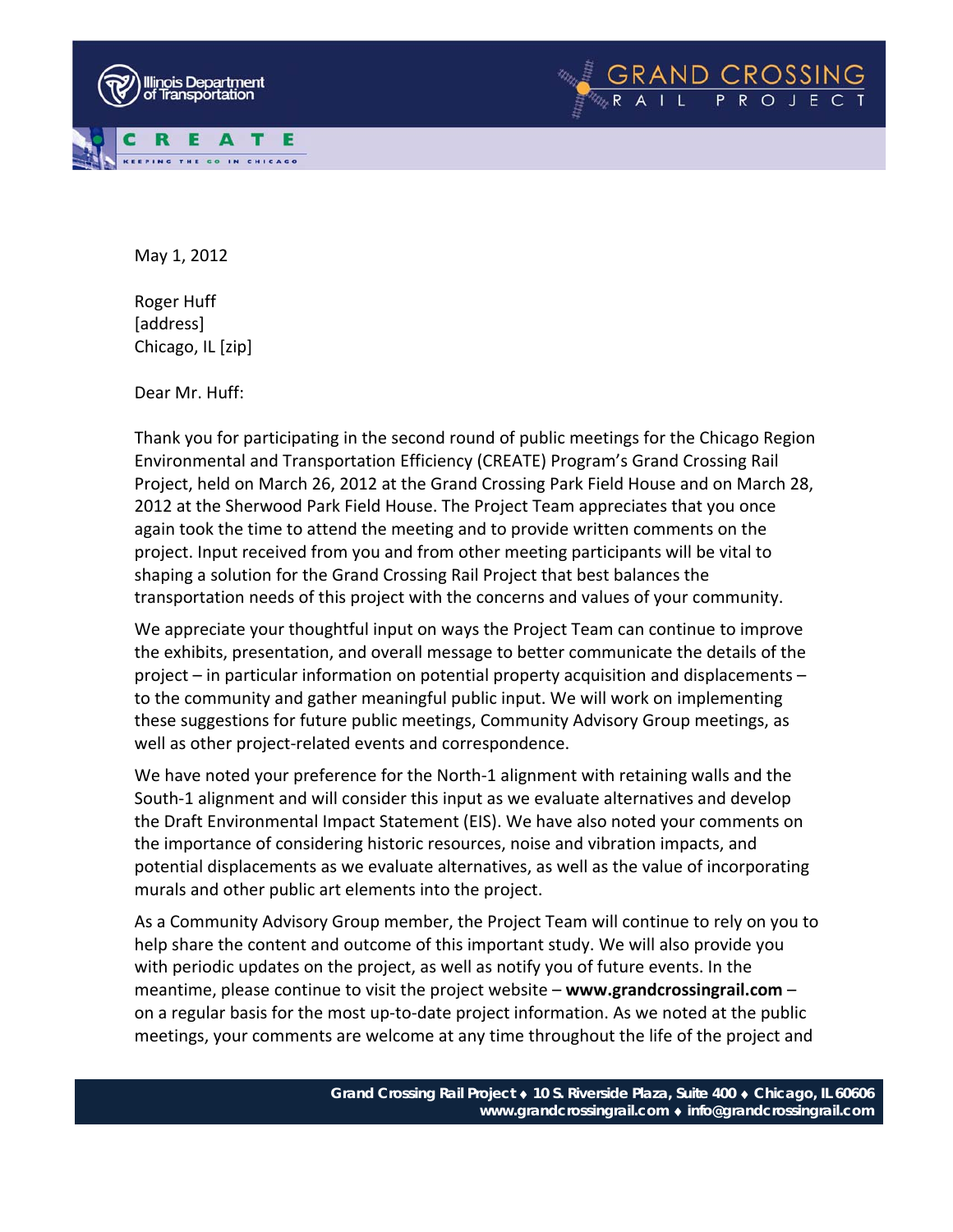May 1, 2012

Roger Huff
[address]
Chicago, IL [zip]

Dear Mr. Huff:

Thank you for participating in the second round of public meetings for the Chicago Region Environmental and Transportation Efficiency (CREATE) Program's Grand Crossing Rail Project, held on March 26, 2012 at the Grand Crossing Park Field House and on March 28, 2012 at the Sherwood Park Field House. The Project Team appreciates that you once again took the time to attend the meeting and to provide written comments on the project. Input received from you and from other meeting participants will be vital to shaping a solution for the Grand Crossing Rail Project that best balances the transportation needs of this project with the concerns and values of your community.

We appreciate your thoughtful input on ways the Project Team can continue to improve the exhibits, presentation, and overall message to better communicate the details of the project – in particular information on potential property acquisition and displacements – to the community and gather meaningful public input. We will work on implementing these suggestions for future public meetings, Community Advisory Group meetings, as well as other project-related events and correspondence.

We have noted your preference for the North-1 alignment with retaining walls and the South-1 alignment and will consider this input as we evaluate alternatives and develop the Draft Environmental Impact Statement (EIS). We have also noted your comments on the importance of considering historic resources, noise and vibration impacts, and potential displacements as we evaluate alternatives, as well as the value of incorporating murals and other public art elements into the project.

As a Community Advisory Group member, the Project Team will continue to rely on you to help share the content and outcome of this important study. We will also provide you with periodic updates on the project, as well as notify you of future events. In the meantime, please continue to visit the project website – **www.grandcrossingrail.com** – on a regular basis for the most up-to-date project information. As we noted at the public meetings, your comments are welcome at any time throughout the life of the project and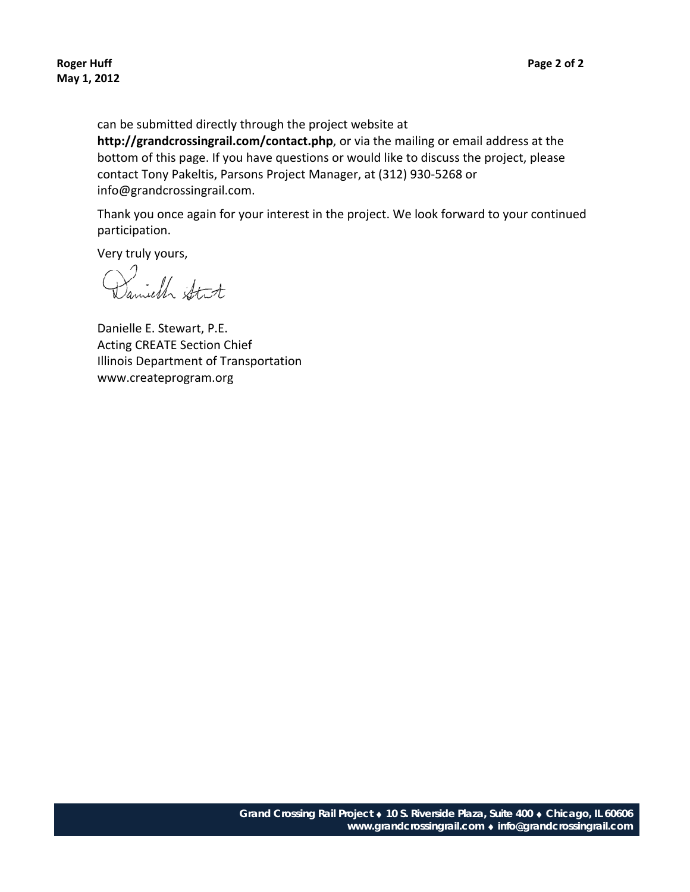can be submitted directly through the project website at **http://grandcrossingrail.com/contact.php**, or via the mailing or email address at the bottom of this page. If you have questions or would like to discuss the project, please contact Tony Pakeltis, Parsons Project Manager, at (312) 930-5268 or info@grandcrossingrail.com.

Thank you once again for your interest in the project. We look forward to your continued participation.

Very truly yours,

Danielle E. Stewart, P.E.
Acting CREATE Section Chief
Illinois Department of Transportation
www.createprogram.org

**Grand Crossing Rail Project ♦ 10 S. Riverside Plaza, Suite 400 ♦ Chicago, IL 60606**
**www.grandcrossingrail.com ♦ info@grandcrossingrail.com**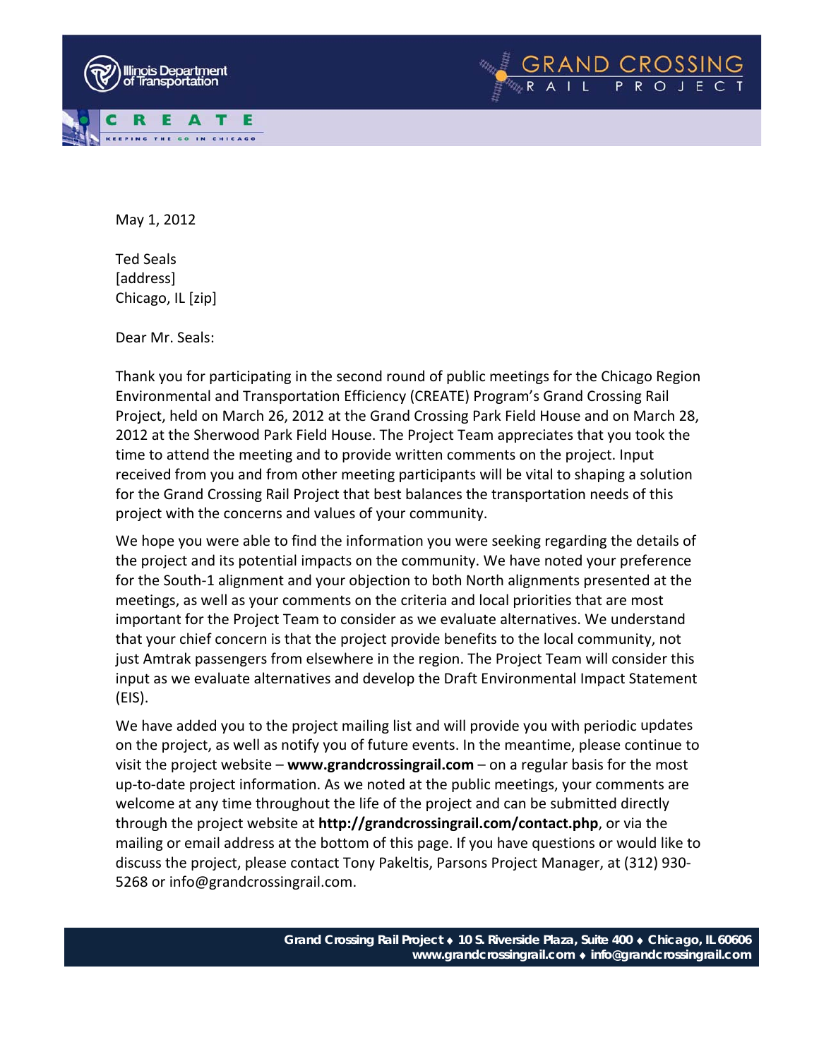May 1, 2012

Ted Seals
[address]
Chicago, IL [zip]

Dear Mr. Seals:

Thank you for participating in the second round of public meetings for the Chicago Region Environmental and Transportation Efficiency (CREATE) Program's Grand Crossing Rail Project, held on March 26, 2012 at the Grand Crossing Park Field House and on March 28, 2012 at the Sherwood Park Field House. The Project Team appreciates that you took the time to attend the meeting and to provide written comments on the project. Input received from you and from other meeting participants will be vital to shaping a solution for the Grand Crossing Rail Project that best balances the transportation needs of this project with the concerns and values of your community.

We hope you were able to find the information you were seeking regarding the details of the project and its potential impacts on the community. We have noted your preference for the South-1 alignment and your objection to both North alignments presented at the meetings, as well as your comments on the criteria and local priorities that are most important for the Project Team to consider as we evaluate alternatives. We understand that your chief concern is that the project provide benefits to the local community, not just Amtrak passengers from elsewhere in the region. The Project Team will consider this input as we evaluate alternatives and develop the Draft Environmental Impact Statement (EIS).

We have added you to the project mailing list and will provide you with periodic updates on the project, as well as notify you of future events. In the meantime, please continue to visit the project website – **www.grandcrossingrail.com** – on a regular basis for the most up-to-date project information. As we noted at the public meetings, your comments are welcome at any time throughout the life of the project and can be submitted directly through the project website at **http://grandcrossingrail.com/contact.php**, or via the mailing or email address at the bottom of this page. If you have questions or would like to discuss the project, please contact Tony Pakeltis, Parsons Project Manager, at (312) 930-5268 or info@grandcrossingrail.com.

**Grand Crossing Rail Project ♦ 10 S. Riverside Plaza, Suite 400 ♦ Chicago, IL 60606**
**www.grandcrossingrail.com ♦ info@grandcrossingrail.com**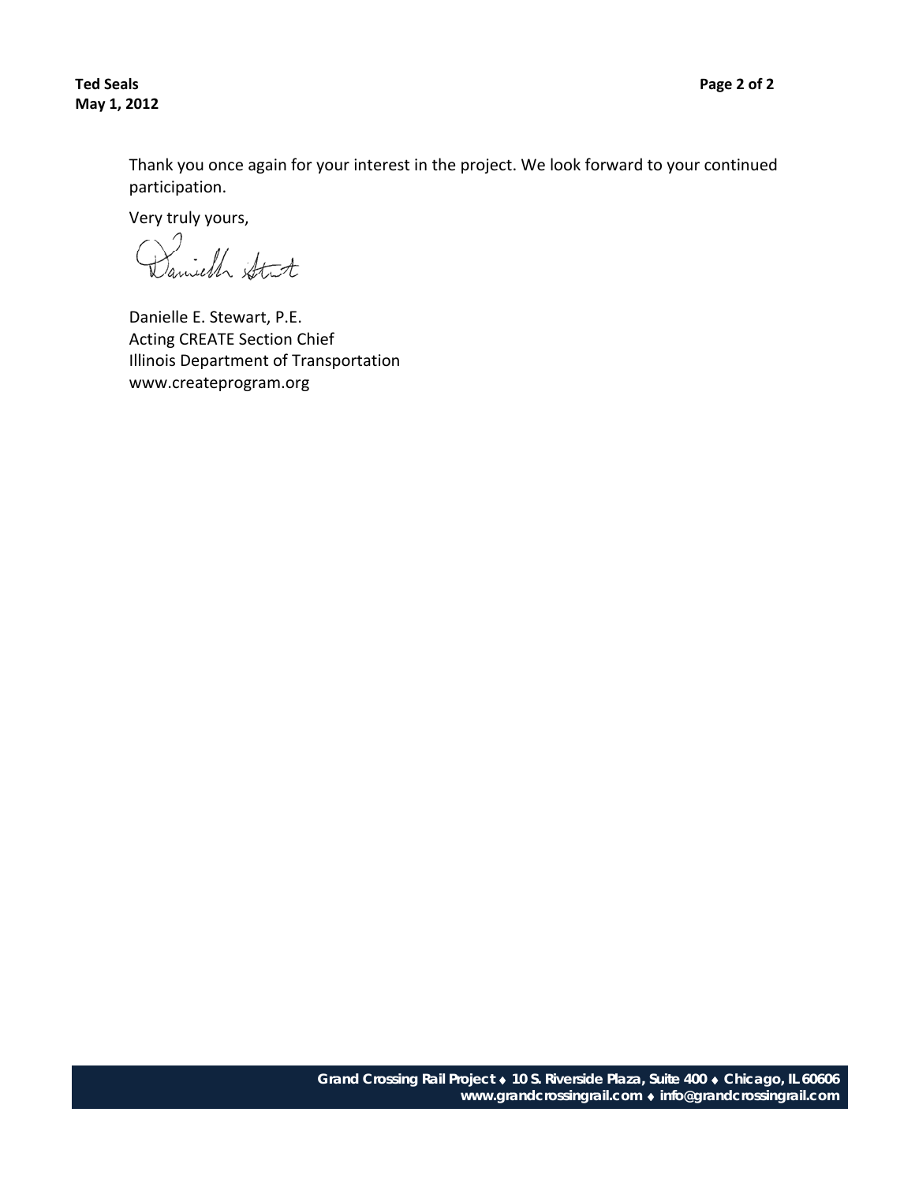Thank you once again for your interest in the project. We look forward to your continued participation.

Very truly yours,

Danielle E. Stewart, P.E.
Acting CREATE Section Chief
Illinois Department of Transportation
www.createprogram.org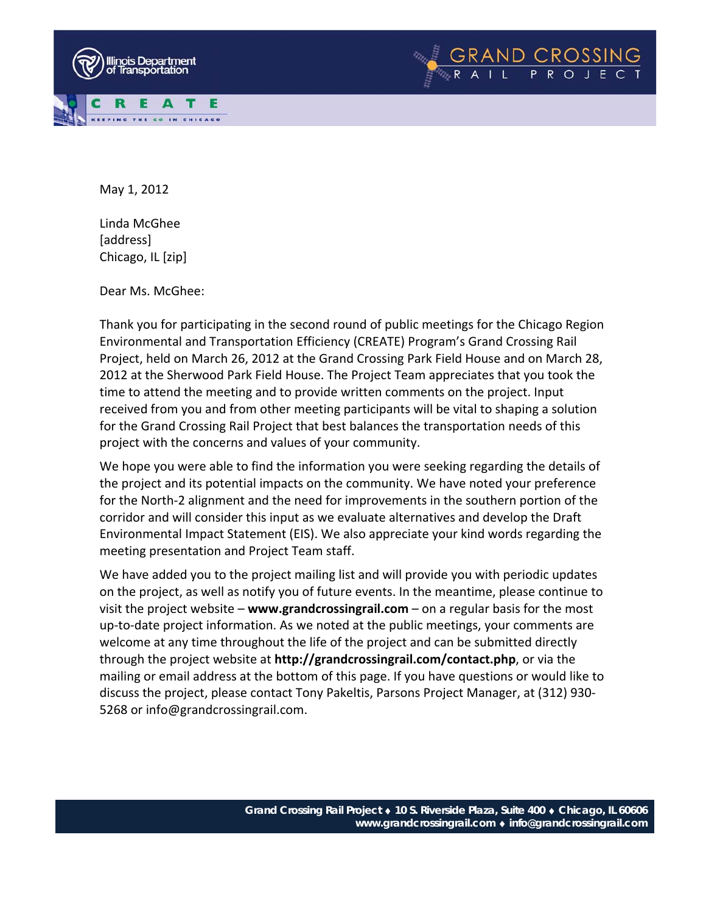May 1, 2012

Linda McGhee
[address]
Chicago, IL [zip]

Dear Ms. McGhee:

Thank you for participating in the second round of public meetings for the Chicago Region Environmental and Transportation Efficiency (CREATE) Program's Grand Crossing Rail Project, held on March 26, 2012 at the Grand Crossing Park Field House and on March 28, 2012 at the Sherwood Park Field House. The Project Team appreciates that you took the time to attend the meeting and to provide written comments on the project. Input received from you and from other meeting participants will be vital to shaping a solution for the Grand Crossing Rail Project that best balances the transportation needs of this project with the concerns and values of your community.

We hope you were able to find the information you were seeking regarding the details of the project and its potential impacts on the community. We have noted your preference for the North-2 alignment and the need for improvements in the southern portion of the corridor and will consider this input as we evaluate alternatives and develop the Draft Environmental Impact Statement (EIS). We also appreciate your kind words regarding the meeting presentation and Project Team staff.

We have added you to the project mailing list and will provide you with periodic updates on the project, as well as notify you of future events. In the meantime, please continue to visit the project website – **www.grandcrossingrail.com** – on a regular basis for the most up-to-date project information. As we noted at the public meetings, your comments are welcome at any time throughout the life of the project and can be submitted directly through the project website at **http://grandcrossingrail.com/contact.php**, or via the mailing or email address at the bottom of this page. If you have questions or would like to discuss the project, please contact Tony Pakeltis, Parsons Project Manager, at (312) 930-5268 or info@grandcrossingrail.com.

**Grand Crossing Rail Project ♦ 10 S. Riverside Plaza, Suite 400 ♦ Chicago, IL 60606**
**www.grandcrossingrail.com ♦ info@grandcrossingrail.com**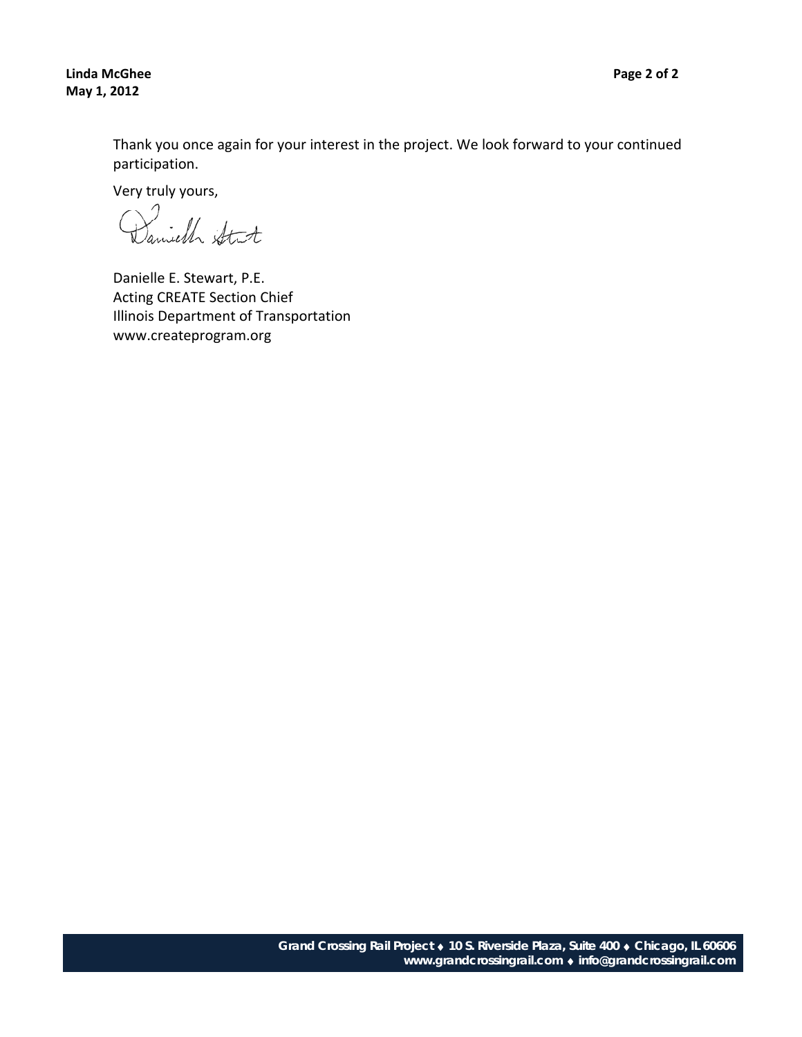Thank you once again for your interest in the project. We look forward to your continued participation.

Very truly yours,

Danielle E. Stewart, P.E.
Acting CREATE Section Chief
Illinois Department of Transportation
www.createprogram.org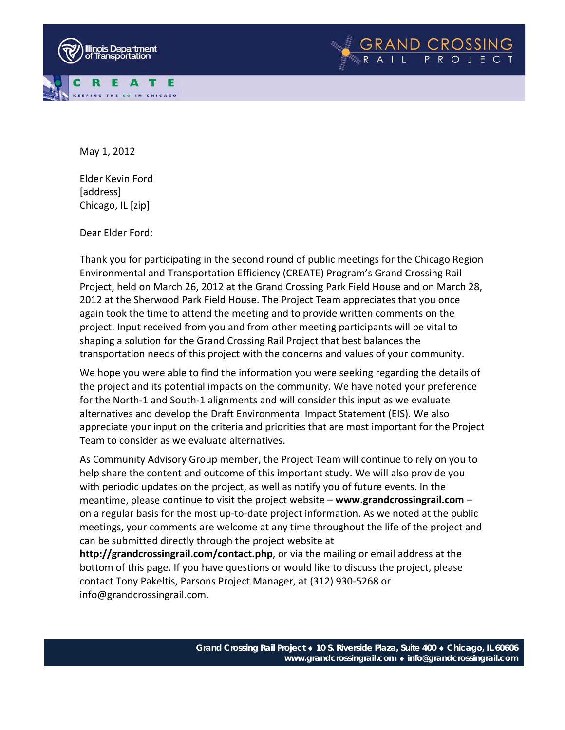May 1, 2012

Elder Kevin Ford
[address]
Chicago, IL [zip]

Dear Elder Ford:

Thank you for participating in the second round of public meetings for the Chicago Region Environmental and Transportation Efficiency (CREATE) Program's Grand Crossing Rail Project, held on March 26, 2012 at the Grand Crossing Park Field House and on March 28, 2012 at the Sherwood Park Field House. The Project Team appreciates that you once again took the time to attend the meeting and to provide written comments on the project. Input received from you and from other meeting participants will be vital to shaping a solution for the Grand Crossing Rail Project that best balances the transportation needs of this project with the concerns and values of your community.

We hope you were able to find the information you were seeking regarding the details of the project and its potential impacts on the community. We have noted your preference for the North-1 and South-1 alignments and will consider this input as we evaluate alternatives and develop the Draft Environmental Impact Statement (EIS). We also appreciate your input on the criteria and priorities that are most important for the Project Team to consider as we evaluate alternatives.

As Community Advisory Group member, the Project Team will continue to rely on you to help share the content and outcome of this important study. We will also provide you with periodic updates on the project, as well as notify you of future events. In the meantime, please continue to visit the project website – **www.grandcrossingrail.com** – on a regular basis for the most up-to-date project information. As we noted at the public meetings, your comments are welcome at any time throughout the life of the project and can be submitted directly through the project website at **http://grandcrossingrail.com/contact.php**, or via the mailing or email address at the bottom of this page. If you have questions or would like to discuss the project, please contact Tony Pakeltis, Parsons Project Manager, at (312) 930-5268 or info@grandcrossingrail.com.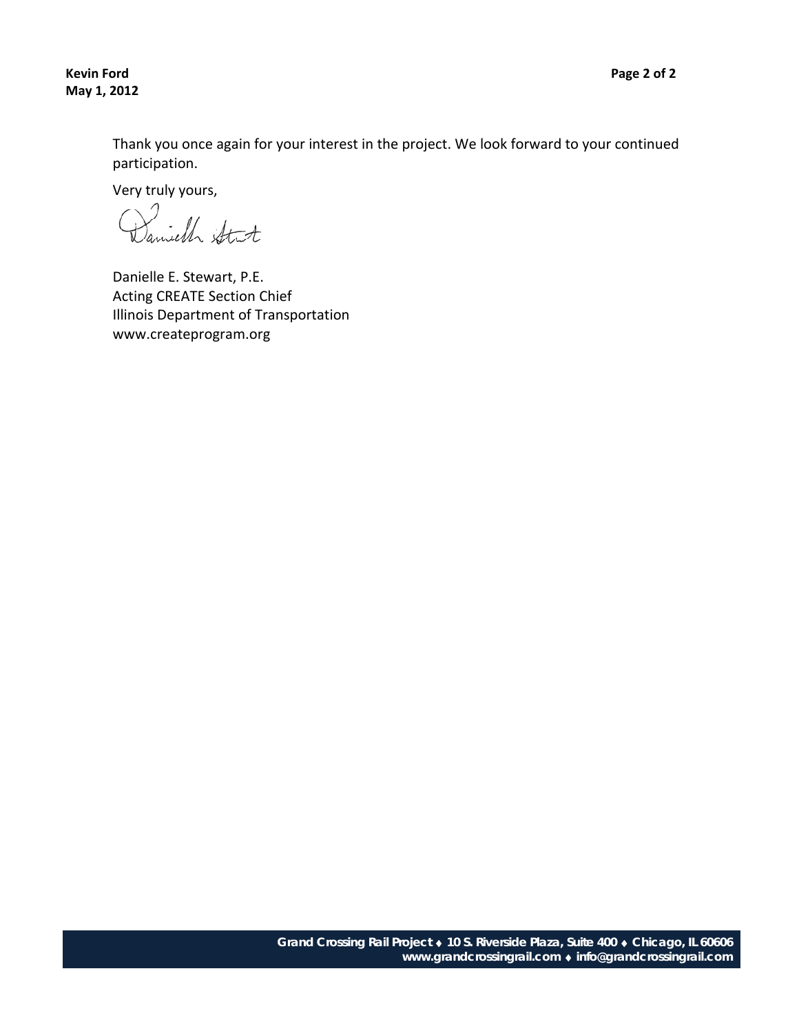Thank you once again for your interest in the project. We look forward to your continued participation.

Very truly yours,

Danielle E. Stewart, P.E.
Acting CREATE Section Chief
Illinois Department of Transportation
www.createprogram.org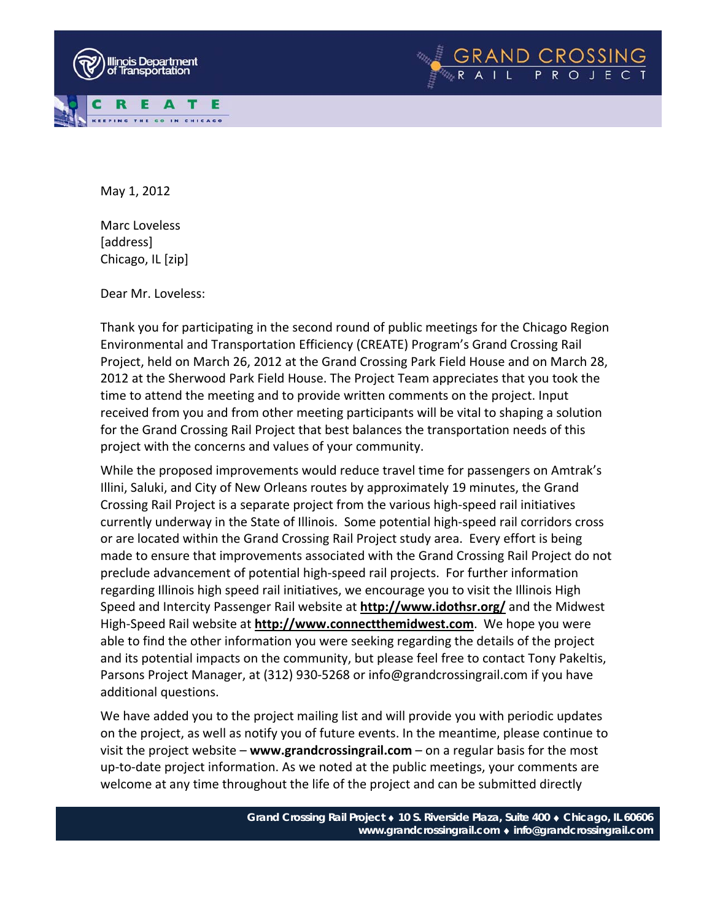May 1, 2012

Marc Loveless
[address]
Chicago, IL [zip]

Dear Mr. Loveless:

Thank you for participating in the second round of public meetings for the Chicago Region Environmental and Transportation Efficiency (CREATE) Program's Grand Crossing Rail Project, held on March 26, 2012 at the Grand Crossing Park Field House and on March 28, 2012 at the Sherwood Park Field House. The Project Team appreciates that you took the time to attend the meeting and to provide written comments on the project. Input received from you and from other meeting participants will be vital to shaping a solution for the Grand Crossing Rail Project that best balances the transportation needs of this project with the concerns and values of your community.

While the proposed improvements would reduce travel time for passengers on Amtrak's Illini, Saluki, and City of New Orleans routes by approximately 19 minutes, the Grand Crossing Rail Project is a separate project from the various high-speed rail initiatives currently underway in the State of Illinois. Some potential high-speed rail corridors cross or are located within the Grand Crossing Rail Project study area. Every effort is being made to ensure that improvements associated with the Grand Crossing Rail Project do not preclude advancement of potential high-speed rail projects. For further information regarding Illinois high speed rail initiatives, we encourage you to visit the Illinois High Speed and Intercity Passenger Rail website at **http://www.idothsr.org/** and the Midwest High-Speed Rail website at **http://www.connectthemidwest.com**. We hope you were able to find the other information you were seeking regarding the details of the project and its potential impacts on the community, but please feel free to contact Tony Pakeltis, Parsons Project Manager, at (312) 930-5268 or info@grandcrossingrail.com if you have additional questions.

We have added you to the project mailing list and will provide you with periodic updates on the project, as well as notify you of future events. In the meantime, please continue to visit the project website – **www.grandcrossingrail.com** – on a regular basis for the most up-to-date project information. As we noted at the public meetings, your comments are welcome at any time throughout the life of the project and can be submitted directly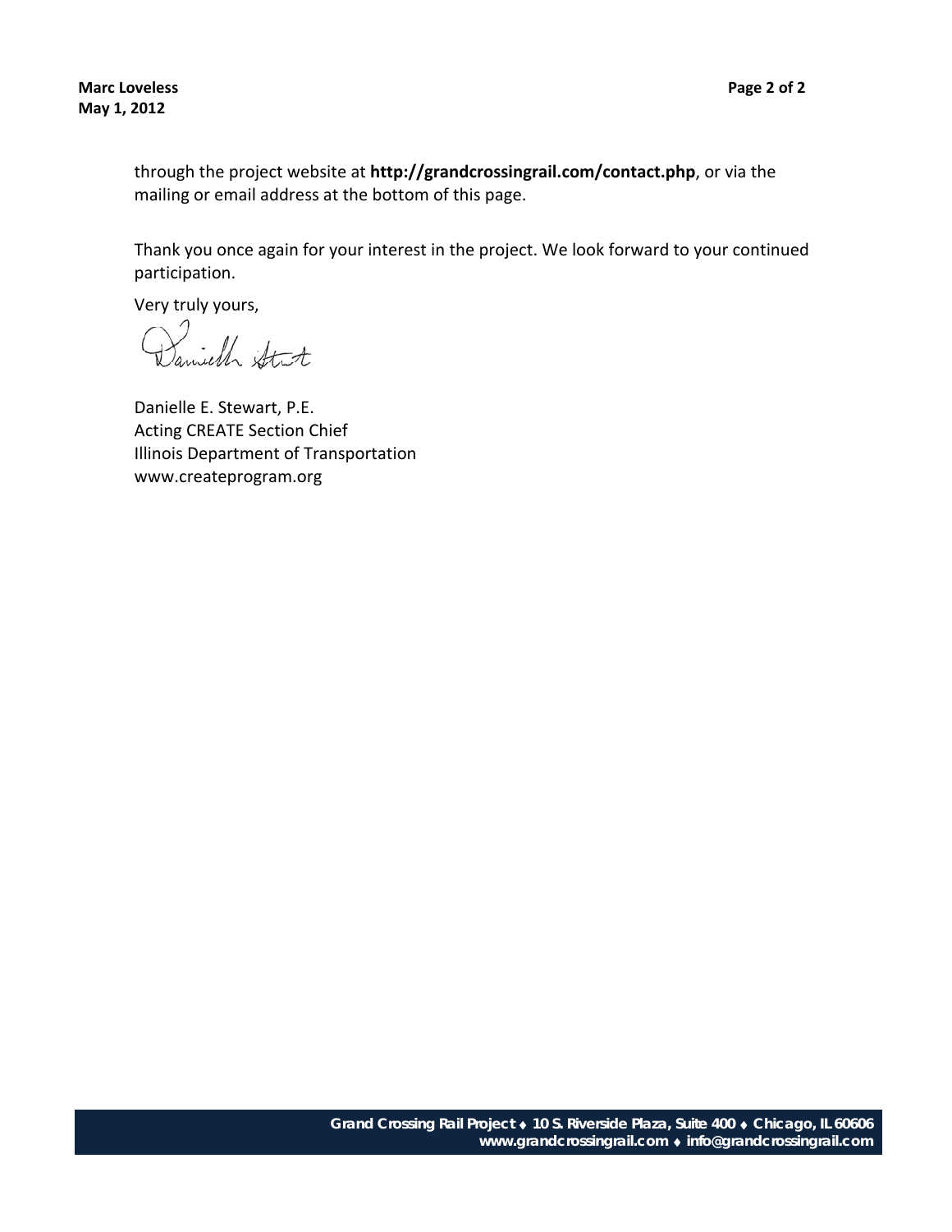through the project website at **http://grandcrossingrail.com/contact.php**, or via the mailing or email address at the bottom of this page.

Thank you once again for your interest in the project. We look forward to your continued participation.

Very truly yours,

Danielle E. Stewart, P.E.
Acting CREATE Section Chief
Illinois Department of Transportation
www.createprogram.org

**Grand Crossing Rail Project ♦ 10 S. Riverside Plaza, Suite 400 ♦ Chicago, IL 60606**
**www.grandcrossingrail.com ♦ info@grandcrossingrail.com**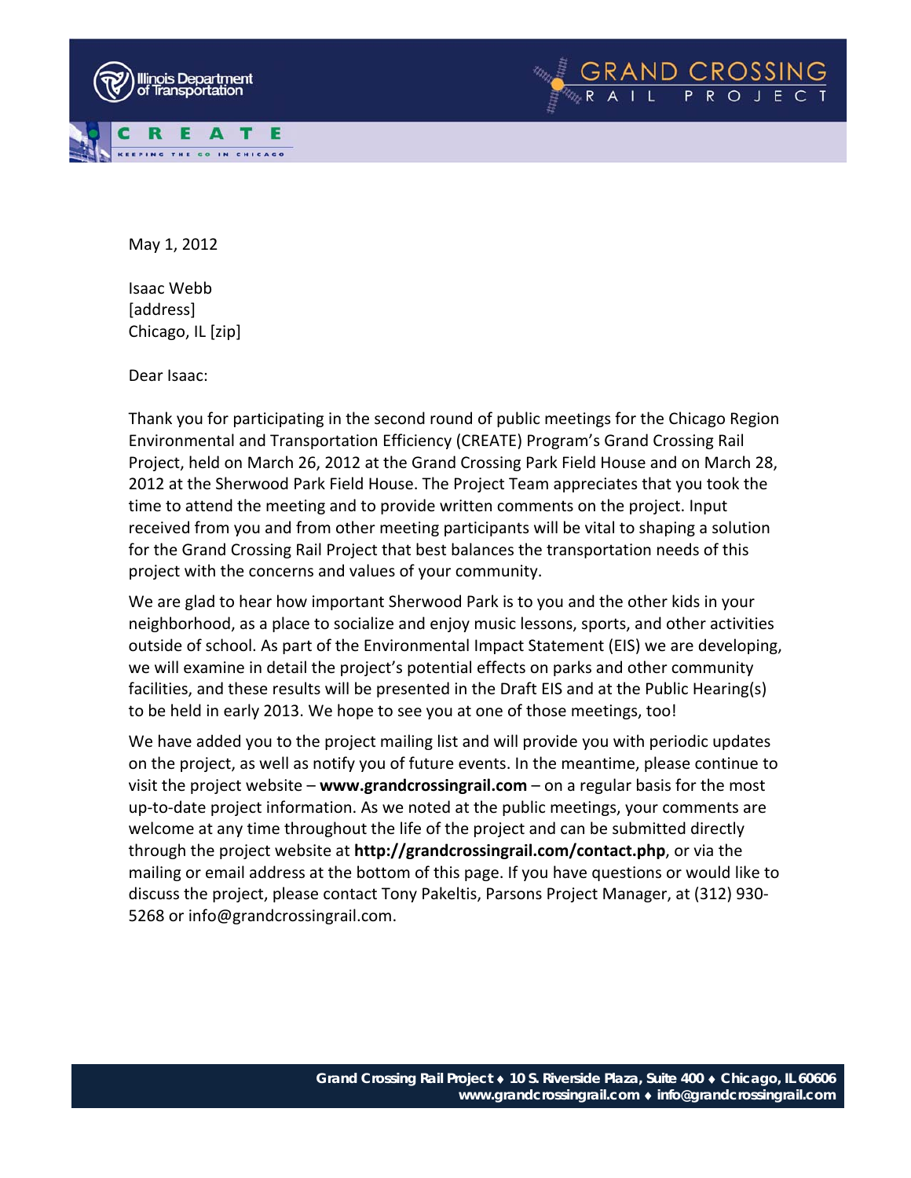May 1, 2012

Isaac Webb
[address]
Chicago, IL [zip]

Dear Isaac:

Thank you for participating in the second round of public meetings for the Chicago Region Environmental and Transportation Efficiency (CREATE) Program's Grand Crossing Rail Project, held on March 26, 2012 at the Grand Crossing Park Field House and on March 28, 2012 at the Sherwood Park Field House. The Project Team appreciates that you took the time to attend the meeting and to provide written comments on the project. Input received from you and from other meeting participants will be vital to shaping a solution for the Grand Crossing Rail Project that best balances the transportation needs of this project with the concerns and values of your community.

We are glad to hear how important Sherwood Park is to you and the other kids in your neighborhood, as a place to socialize and enjoy music lessons, sports, and other activities outside of school. As part of the Environmental Impact Statement (EIS) we are developing, we will examine in detail the project's potential effects on parks and other community facilities, and these results will be presented in the Draft EIS and at the Public Hearing(s) to be held in early 2013. We hope to see you at one of those meetings, too!

We have added you to the project mailing list and will provide you with periodic updates on the project, as well as notify you of future events. In the meantime, please continue to visit the project website – **www.grandcrossingrail.com** – on a regular basis for the most up-to-date project information. As we noted at the public meetings, your comments are welcome at any time throughout the life of the project and can be submitted directly through the project website at **http://grandcrossingrail.com/contact.php**, or via the mailing or email address at the bottom of this page. If you have questions or would like to discuss the project, please contact Tony Pakeltis, Parsons Project Manager, at (312) 930-5268 or info@grandcrossingrail.com.

**Grand Crossing Rail Project ♦ 10 S. Riverside Plaza, Suite 400 ♦ Chicago, IL 60606**
**www.grandcrossingrail.com ♦ info@grandcrossingrail.com**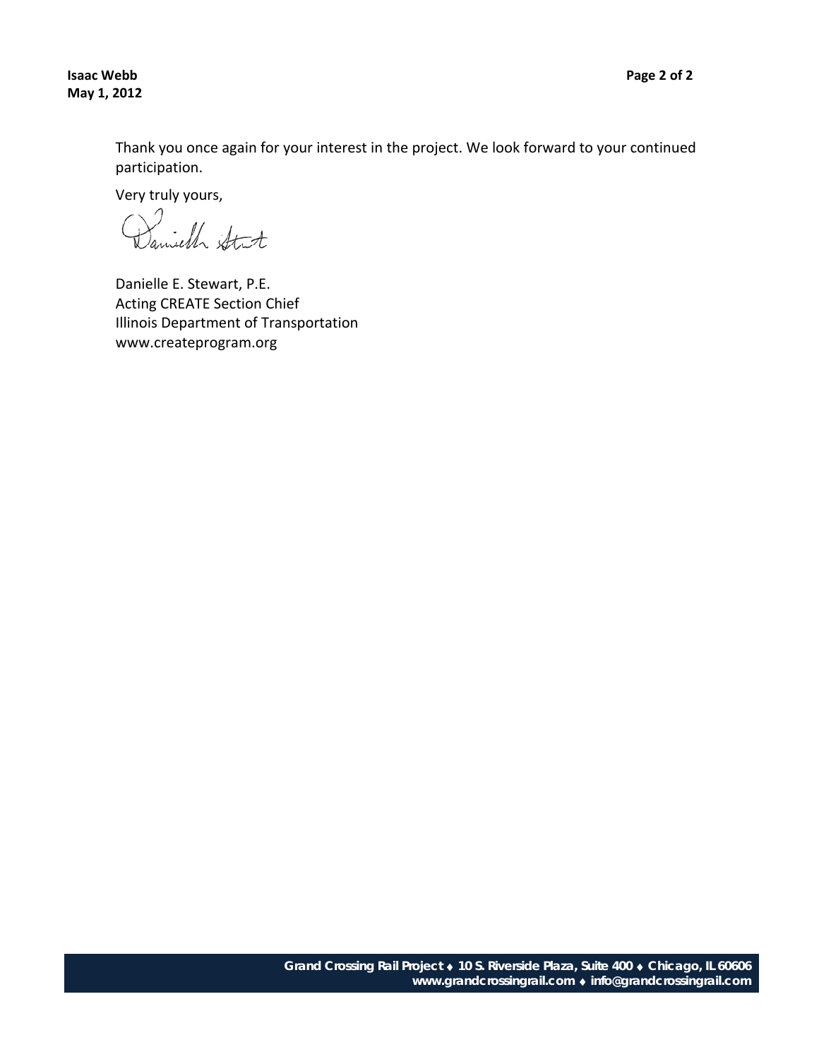Thank you once again for your interest in the project. We look forward to your continued participation.

Very truly yours,

Danielle E. Stewart, P.E.
Acting CREATE Section Chief
Illinois Department of Transportation
www.createprogram.org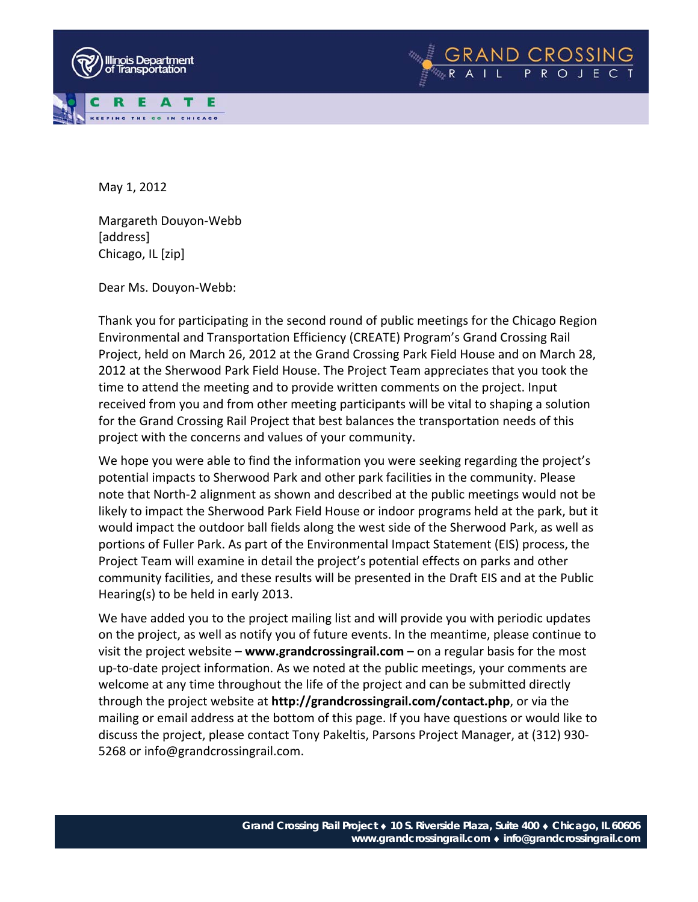May 1, 2012

Margareth Douyon-Webb
[address]
Chicago, IL [zip]

Dear Ms. Douyon-Webb:

Thank you for participating in the second round of public meetings for the Chicago Region Environmental and Transportation Efficiency (CREATE) Program's Grand Crossing Rail Project, held on March 26, 2012 at the Grand Crossing Park Field House and on March 28, 2012 at the Sherwood Park Field House. The Project Team appreciates that you took the time to attend the meeting and to provide written comments on the project. Input received from you and from other meeting participants will be vital to shaping a solution for the Grand Crossing Rail Project that best balances the transportation needs of this project with the concerns and values of your community.

We hope you were able to find the information you were seeking regarding the project's potential impacts to Sherwood Park and other park facilities in the community. Please note that North-2 alignment as shown and described at the public meetings would not be likely to impact the Sherwood Park Field House or indoor programs held at the park, but it would impact the outdoor ball fields along the west side of the Sherwood Park, as well as portions of Fuller Park. As part of the Environmental Impact Statement (EIS) process, the Project Team will examine in detail the project's potential effects on parks and other community facilities, and these results will be presented in the Draft EIS and at the Public Hearing(s) to be held in early 2013.

We have added you to the project mailing list and will provide you with periodic updates on the project, as well as notify you of future events. In the meantime, please continue to visit the project website – **www.grandcrossingrail.com** – on a regular basis for the most up-to-date project information. As we noted at the public meetings, your comments are welcome at any time throughout the life of the project and can be submitted directly through the project website at **http://grandcrossingrail.com/contact.php**, or via the mailing or email address at the bottom of this page. If you have questions or would like to discuss the project, please contact Tony Pakeltis, Parsons Project Manager, at (312) 930-5268 or info@grandcrossingrail.com.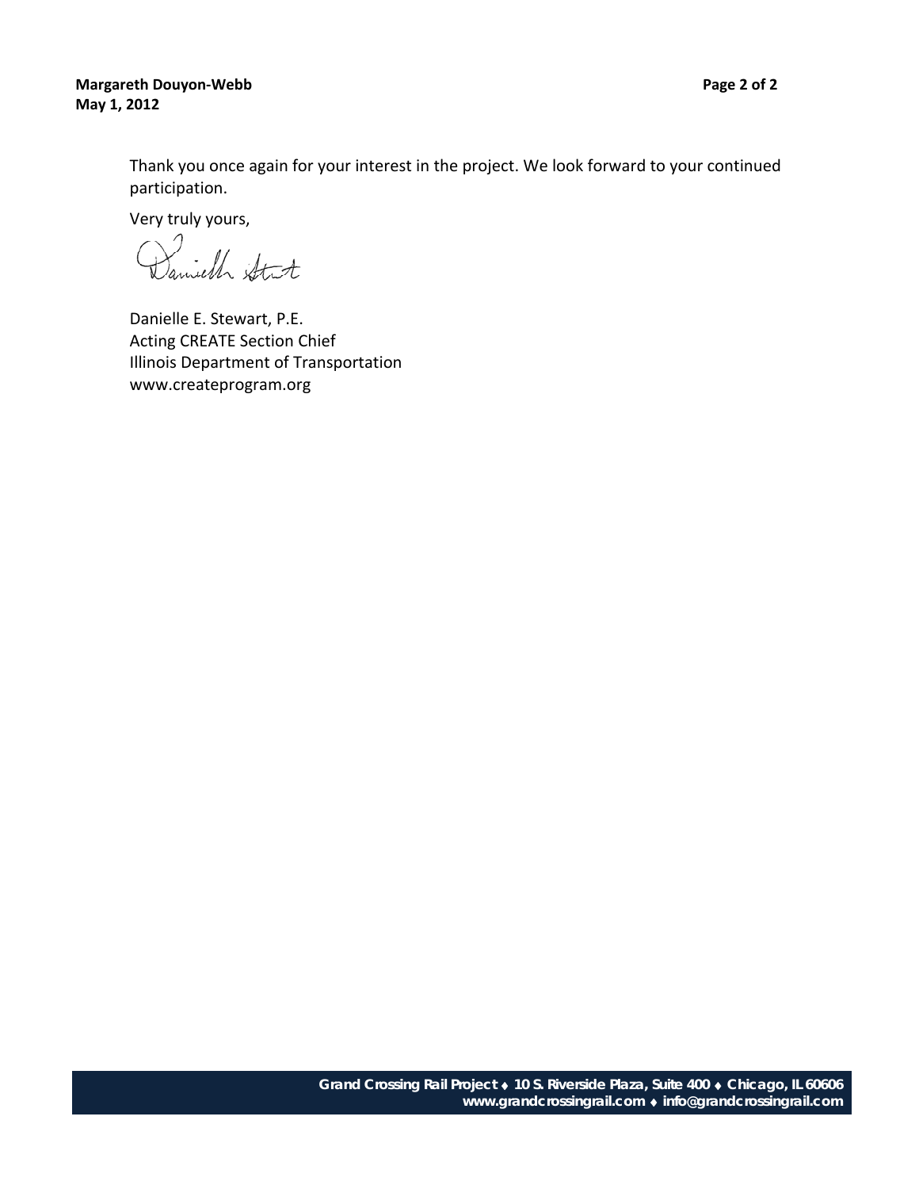Thank you once again for your interest in the project. We look forward to your continued participation.

Very truly yours,

Danielle E. Stewart, P.E.
Acting CREATE Section Chief
Illinois Department of Transportation
www.createprogram.org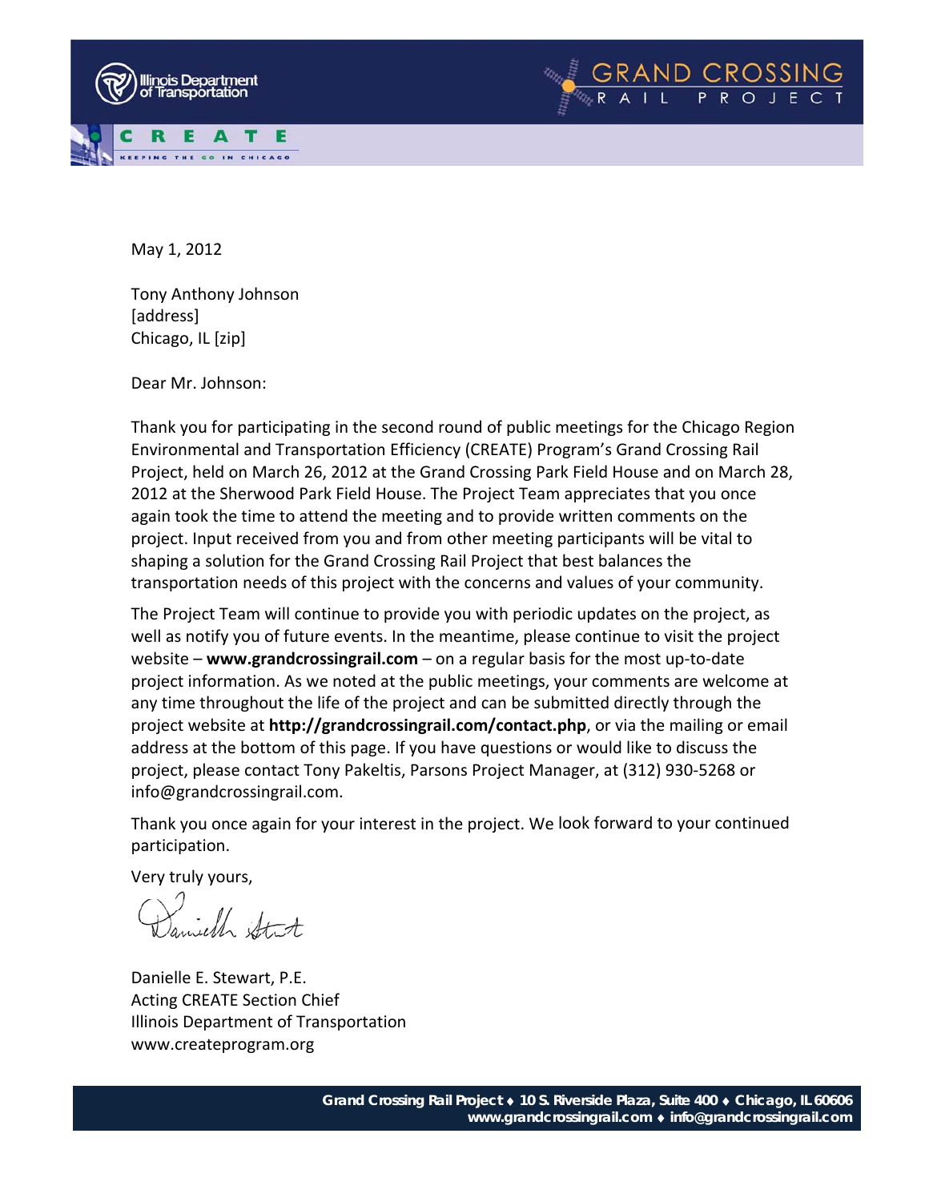May 1, 2012

Tony Anthony Johnson
[address]
Chicago, IL [zip]

Dear Mr. Johnson:

Thank you for participating in the second round of public meetings for the Chicago Region Environmental and Transportation Efficiency (CREATE) Program's Grand Crossing Rail Project, held on March 26, 2012 at the Grand Crossing Park Field House and on March 28, 2012 at the Sherwood Park Field House. The Project Team appreciates that you once again took the time to attend the meeting and to provide written comments on the project. Input received from you and from other meeting participants will be vital to shaping a solution for the Grand Crossing Rail Project that best balances the transportation needs of this project with the concerns and values of your community.

The Project Team will continue to provide you with periodic updates on the project, as well as notify you of future events. In the meantime, please continue to visit the project website – **www.grandcrossingrail.com** – on a regular basis for the most up-to-date project information. As we noted at the public meetings, your comments are welcome at any time throughout the life of the project and can be submitted directly through the project website at **http://grandcrossingrail.com/contact.php**, or via the mailing or email address at the bottom of this page. If you have questions or would like to discuss the project, please contact Tony Pakeltis, Parsons Project Manager, at (312) 930-5268 or info@grandcrossingrail.com.

Thank you once again for your interest in the project. We look forward to your continued participation.

Very truly yours,

Danielle E. Stewart, P.E.
Acting CREATE Section Chief
Illinois Department of Transportation
www.createprogram.org

**Grand Crossing Rail Project ♦ 10 S. Riverside Plaza, Suite 400 ♦ Chicago, IL 60606**
**www.grandcrossingrail.com ♦ info@grandcrossingrail.com**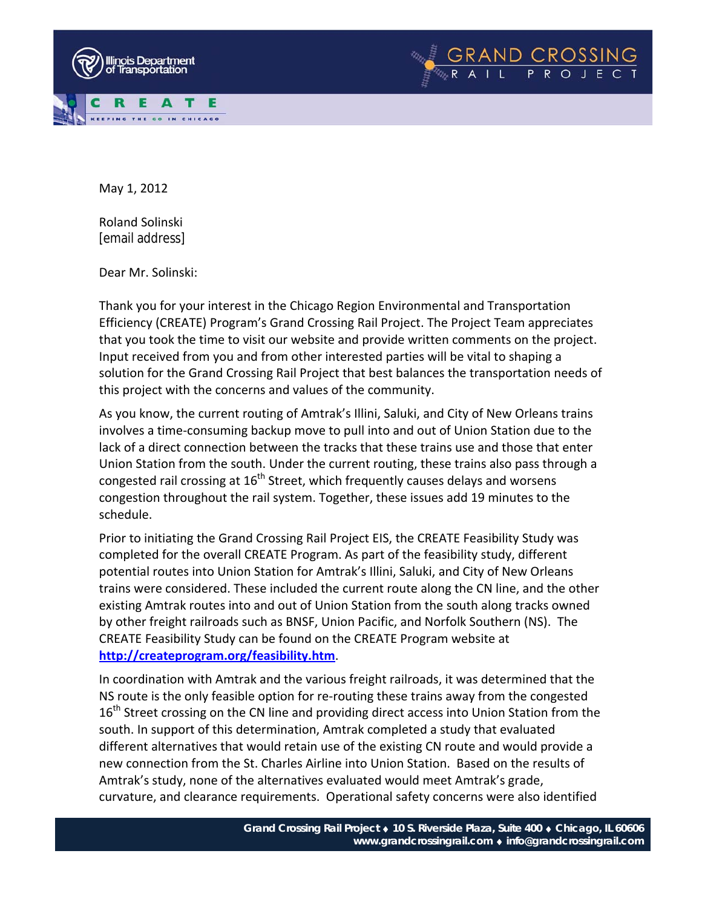May 1, 2012

Roland Solinski
[email address]

Dear Mr. Solinski:

Thank you for your interest in the Chicago Region Environmental and Transportation Efficiency (CREATE) Program's Grand Crossing Rail Project. The Project Team appreciates that you took the time to visit our website and provide written comments on the project. Input received from you and from other interested parties will be vital to shaping a solution for the Grand Crossing Rail Project that best balances the transportation needs of this project with the concerns and values of the community.

As you know, the current routing of Amtrak's Illini, Saluki, and City of New Orleans trains involves a time-consuming backup move to pull into and out of Union Station due to the lack of a direct connection between the tracks that these trains use and those that enter Union Station from the south. Under the current routing, these trains also pass through a congested rail crossing at 16th Street, which frequently causes delays and worsens congestion throughout the rail system. Together, these issues add 19 minutes to the schedule.

Prior to initiating the Grand Crossing Rail Project EIS, the CREATE Feasibility Study was completed for the overall CREATE Program. As part of the feasibility study, different potential routes into Union Station for Amtrak's Illini, Saluki, and City of New Orleans trains were considered. These included the current route along the CN line, and the other existing Amtrak routes into and out of Union Station from the south along tracks owned by other freight railroads such as BNSF, Union Pacific, and Norfolk Southern (NS). The CREATE Feasibility Study can be found on the CREATE Program website at **http://createprogram.org/feasibility.htm**.

In coordination with Amtrak and the various freight railroads, it was determined that the NS route is the only feasible option for re-routing these trains away from the congested 16th Street crossing on the CN line and providing direct access into Union Station from the south. In support of this determination, Amtrak completed a study that evaluated different alternatives that would retain use of the existing CN route and would provide a new connection from the St. Charles Airline into Union Station. Based on the results of Amtrak's study, none of the alternatives evaluated would meet Amtrak's grade, curvature, and clearance requirements. Operational safety concerns were also identified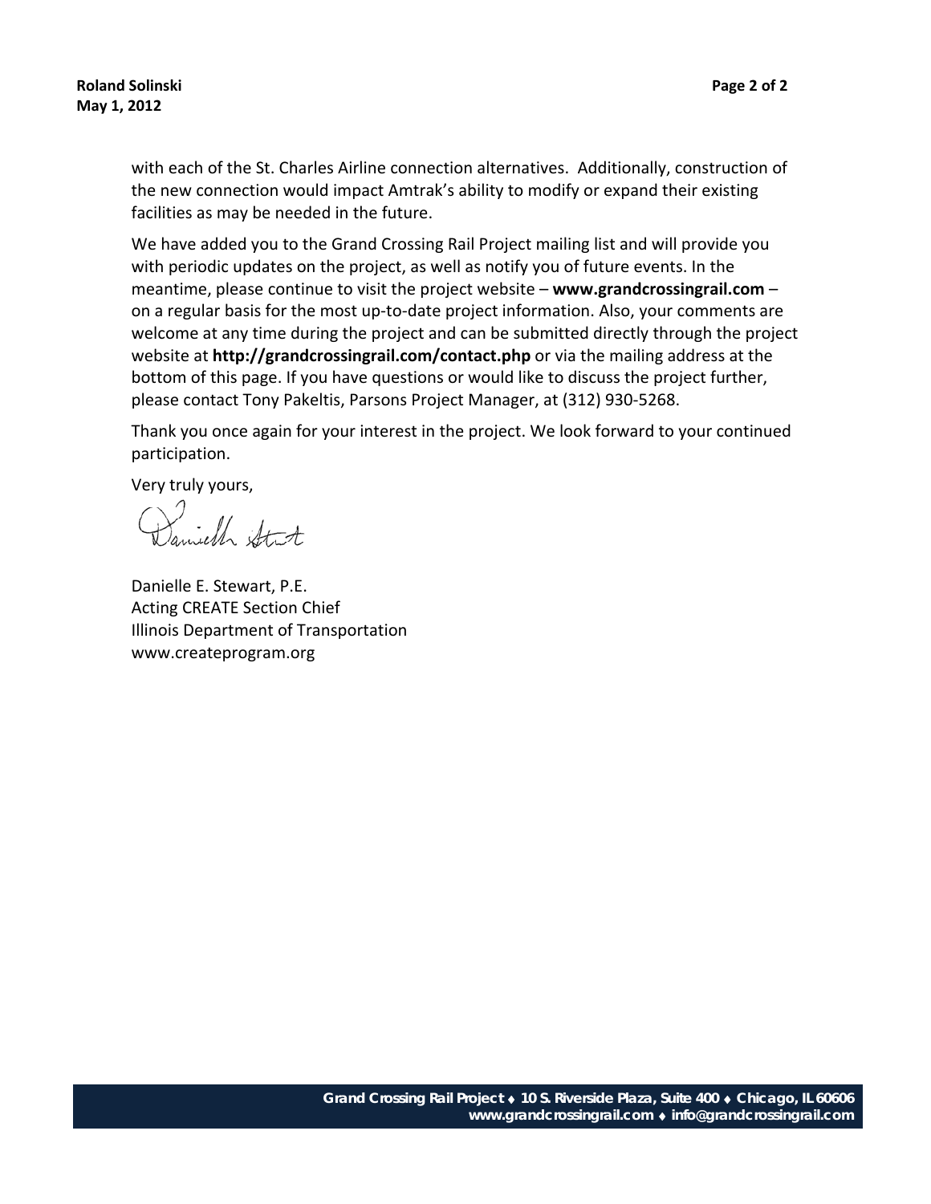with each of the St. Charles Airline connection alternatives. Additionally, construction of the new connection would impact Amtrak's ability to modify or expand their existing facilities as may be needed in the future.

We have added you to the Grand Crossing Rail Project mailing list and will provide you with periodic updates on the project, as well as notify you of future events. In the meantime, please continue to visit the project website – **www.grandcrossingrail.com** – on a regular basis for the most up-to-date project information. Also, your comments are welcome at any time during the project and can be submitted directly through the project website at **http://grandcrossingrail.com/contact.php** or via the mailing address at the bottom of this page. If you have questions or would like to discuss the project further, please contact Tony Pakeltis, Parsons Project Manager, at (312) 930-5268.

Thank you once again for your interest in the project. We look forward to your continued participation.

Very truly yours,

Danielle E. Stewart, P.E.
Acting CREATE Section Chief
Illinois Department of Transportation
www.createprogram.org

**Grand Crossing Rail Project ♦ 10 S. Riverside Plaza, Suite 400 ♦ Chicago, IL 60606**
**www.grandcrossingrail.com ♦ info@grandcrossingrail.com**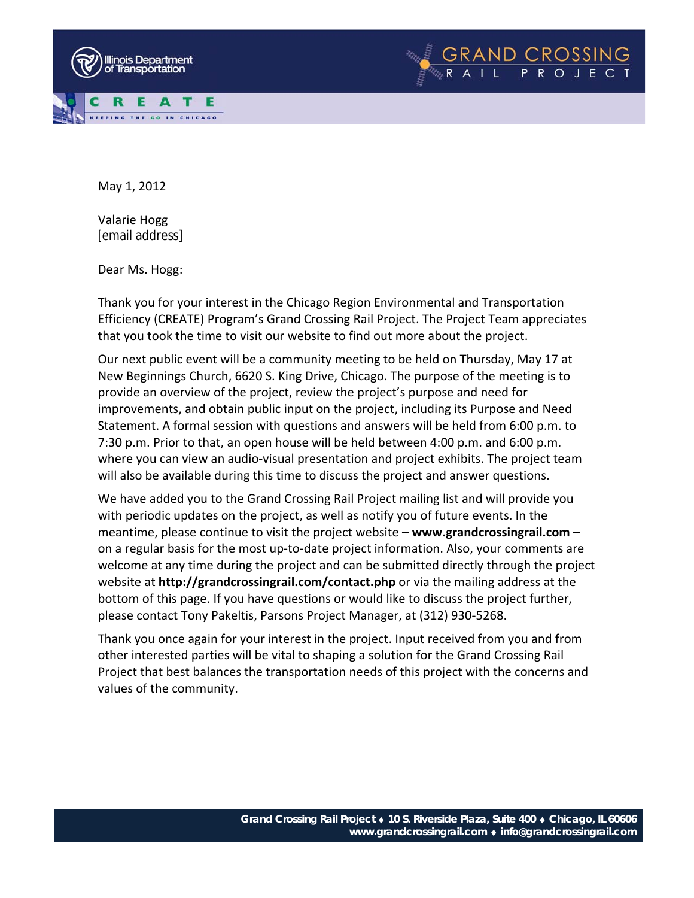May 1, 2012

Valarie Hogg
[email address]

Dear Ms. Hogg:

Thank you for your interest in the Chicago Region Environmental and Transportation Efficiency (CREATE) Program's Grand Crossing Rail Project. The Project Team appreciates that you took the time to visit our website to find out more about the project.

Our next public event will be a community meeting to be held on Thursday, May 17 at New Beginnings Church, 6620 S. King Drive, Chicago. The purpose of the meeting is to provide an overview of the project, review the project's purpose and need for improvements, and obtain public input on the project, including its Purpose and Need Statement. A formal session with questions and answers will be held from 6:00 p.m. to 7:30 p.m. Prior to that, an open house will be held between 4:00 p.m. and 6:00 p.m. where you can view an audio-visual presentation and project exhibits. The project team will also be available during this time to discuss the project and answer questions.

We have added you to the Grand Crossing Rail Project mailing list and will provide you with periodic updates on the project, as well as notify you of future events. In the meantime, please continue to visit the project website – **www.grandcrossingrail.com** – on a regular basis for the most up-to-date project information. Also, your comments are welcome at any time during the project and can be submitted directly through the project website at **http://grandcrossingrail.com/contact.php** or via the mailing address at the bottom of this page. If you have questions or would like to discuss the project further, please contact Tony Pakeltis, Parsons Project Manager, at (312) 930-5268.

Thank you once again for your interest in the project. Input received from you and from other interested parties will be vital to shaping a solution for the Grand Crossing Rail Project that best balances the transportation needs of this project with the concerns and values of the community.

**Grand Crossing Rail Project ♦ 10 S. Riverside Plaza, Suite 400 ♦ Chicago, IL 60606**
**www.grandcrossingrail.com ♦ info@grandcrossingrail.com**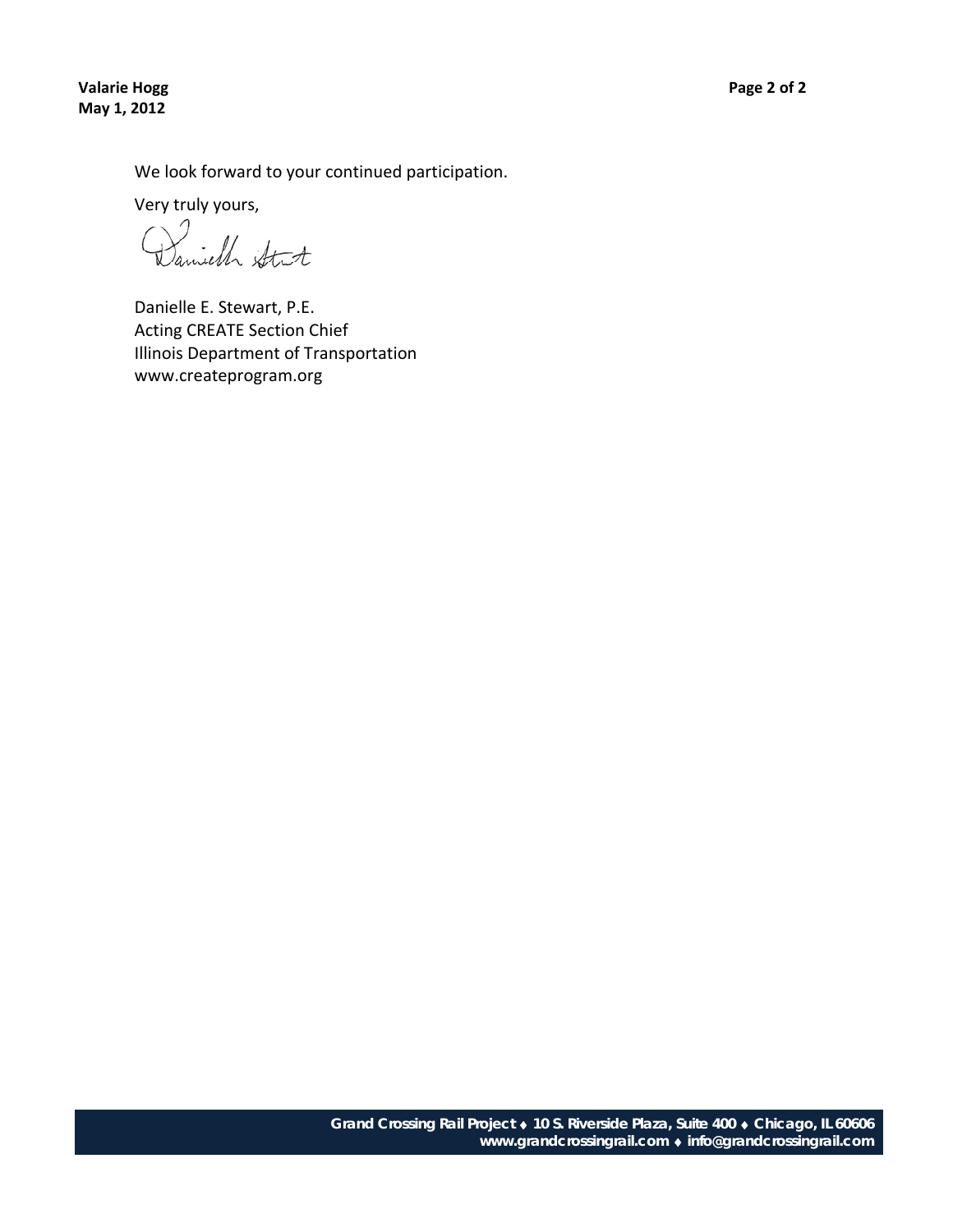We look forward to your continued participation.

Very truly yours,

Danielle E. Stewart, P.E.
Acting CREATE Section Chief
Illinois Department of Transportation
www.createprogram.org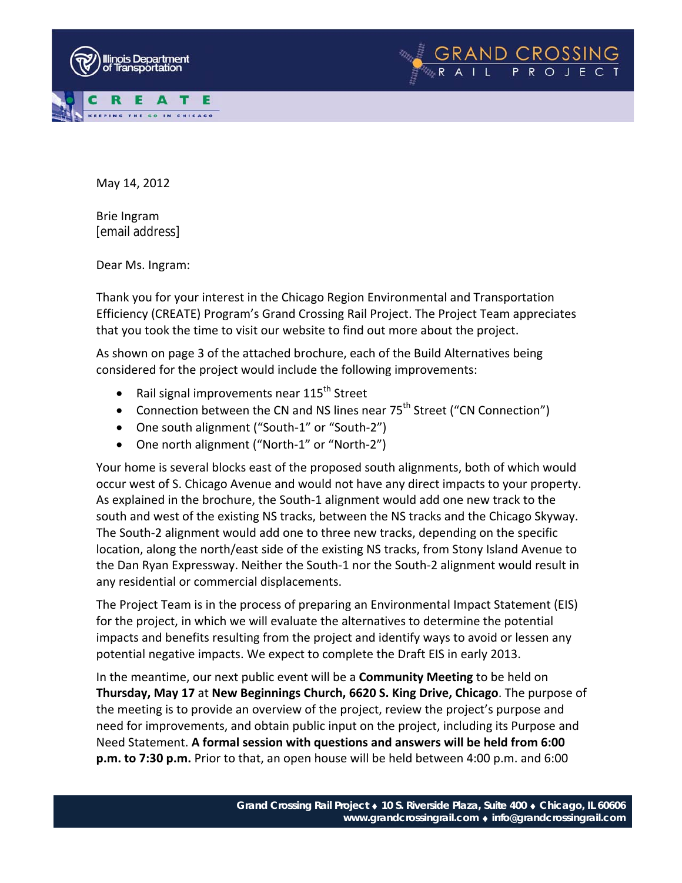May 14, 2012

Brie Ingram
[email address]

Dear Ms. Ingram:

Thank you for your interest in the Chicago Region Environmental and Transportation Efficiency (CREATE) Program's Grand Crossing Rail Project. The Project Team appreciates that you took the time to visit our website to find out more about the project.

As shown on page 3 of the attached brochure, each of the Build Alternatives being considered for the project would include the following improvements:

- Rail signal improvements near 115th Street
- Connection between the CN and NS lines near 75th Street ("CN Connection")
- One south alignment ("South-1" or "South-2")
- One north alignment ("North-1" or "North-2")

Your home is several blocks east of the proposed south alignments, both of which would occur west of S. Chicago Avenue and would not have any direct impacts to your property. As explained in the brochure, the South-1 alignment would add one new track to the south and west of the existing NS tracks, between the NS tracks and the Chicago Skyway. The South-2 alignment would add one to three new tracks, depending on the specific location, along the north/east side of the existing NS tracks, from Stony Island Avenue to the Dan Ryan Expressway. Neither the South-1 nor the South-2 alignment would result in any residential or commercial displacements.

The Project Team is in the process of preparing an Environmental Impact Statement (EIS) for the project, in which we will evaluate the alternatives to determine the potential impacts and benefits resulting from the project and identify ways to avoid or lessen any potential negative impacts. We expect to complete the Draft EIS in early 2013.

In the meantime, our next public event will be a **Community Meeting** to be held on **Thursday, May 17** at **New Beginnings Church, 6620 S. King Drive, Chicago**. The purpose of the meeting is to provide an overview of the project, review the project's purpose and need for improvements, and obtain public input on the project, including its Purpose and Need Statement. **A formal session with questions and answers will be held from 6:00 p.m. to 7:30 p.m.** Prior to that, an open house will be held between 4:00 p.m. and 6:00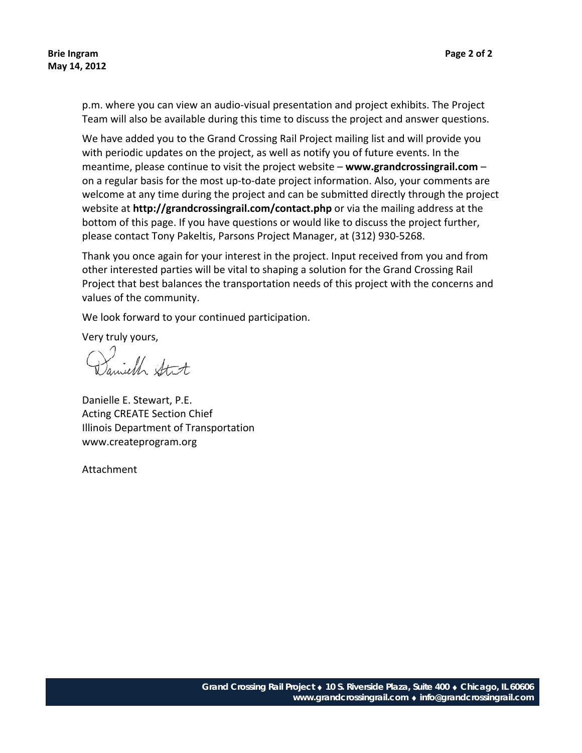p.m. where you can view an audio-visual presentation and project exhibits. The Project Team will also be available during this time to discuss the project and answer questions.

We have added you to the Grand Crossing Rail Project mailing list and will provide you with periodic updates on the project, as well as notify you of future events. In the meantime, please continue to visit the project website – **www.grandcrossingrail.com** – on a regular basis for the most up-to-date project information. Also, your comments are welcome at any time during the project and can be submitted directly through the project website at **http://grandcrossingrail.com/contact.php** or via the mailing address at the bottom of this page. If you have questions or would like to discuss the project further, please contact Tony Pakeltis, Parsons Project Manager, at (312) 930-5268.

Thank you once again for your interest in the project. Input received from you and from other interested parties will be vital to shaping a solution for the Grand Crossing Rail Project that best balances the transportation needs of this project with the concerns and values of the community.

We look forward to your continued participation.

Very truly yours,

Danielle E. Stewart, P.E.
Acting CREATE Section Chief
Illinois Department of Transportation
www.createprogram.org

Attachment

**Grand Crossing Rail Project ♦ 10 S. Riverside Plaza, Suite 400 ♦ Chicago, IL 60606**
**www.grandcrossingrail.com ♦ info@grandcrossingrail.com**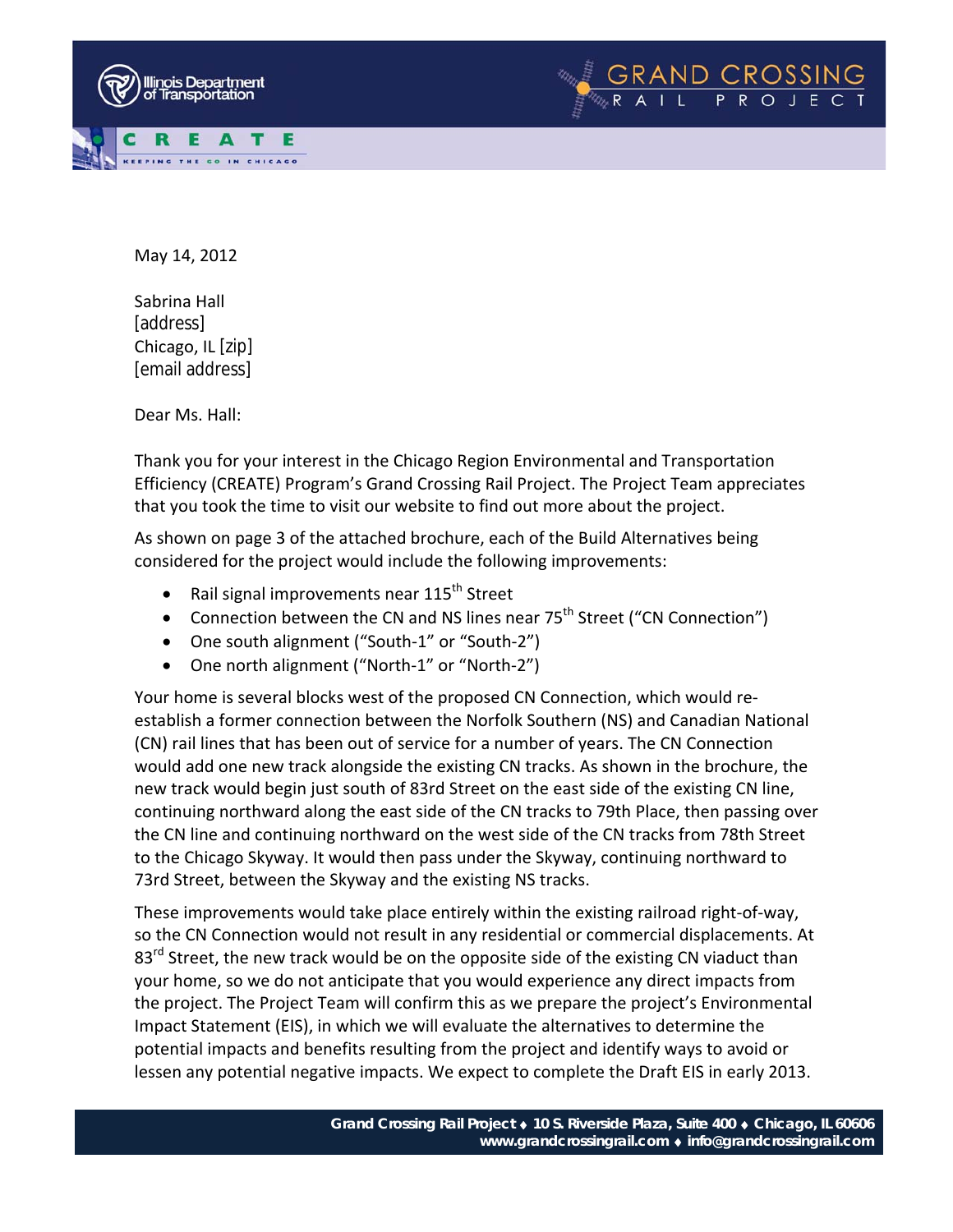May 14, 2012

Sabrina Hall
[address]
Chicago, IL [zip]
[email address]

Dear Ms. Hall:

Thank you for your interest in the Chicago Region Environmental and Transportation Efficiency (CREATE) Program's Grand Crossing Rail Project. The Project Team appreciates that you took the time to visit our website to find out more about the project.

As shown on page 3 of the attached brochure, each of the Build Alternatives being considered for the project would include the following improvements:

- Rail signal improvements near 115th Street
- Connection between the CN and NS lines near 75th Street ("CN Connection")
- One south alignment ("South-1" or "South-2")
- One north alignment ("North-1" or "North-2")

Your home is several blocks west of the proposed CN Connection, which would re-establish a former connection between the Norfolk Southern (NS) and Canadian National (CN) rail lines that has been out of service for a number of years. The CN Connection would add one new track alongside the existing CN tracks. As shown in the brochure, the new track would begin just south of 83rd Street on the east side of the existing CN line, continuing northward along the east side of the CN tracks to 79th Place, then passing over the CN line and continuing northward on the west side of the CN tracks from 78th Street to the Chicago Skyway. It would then pass under the Skyway, continuing northward to 73rd Street, between the Skyway and the existing NS tracks.

These improvements would take place entirely within the existing railroad right-of-way, so the CN Connection would not result in any residential or commercial displacements. At 83rd Street, the new track would be on the opposite side of the existing CN viaduct than your home, so we do not anticipate that you would experience any direct impacts from the project. The Project Team will confirm this as we prepare the project's Environmental Impact Statement (EIS), in which we will evaluate the alternatives to determine the potential impacts and benefits resulting from the project and identify ways to avoid or lessen any potential negative impacts. We expect to complete the Draft EIS in early 2013.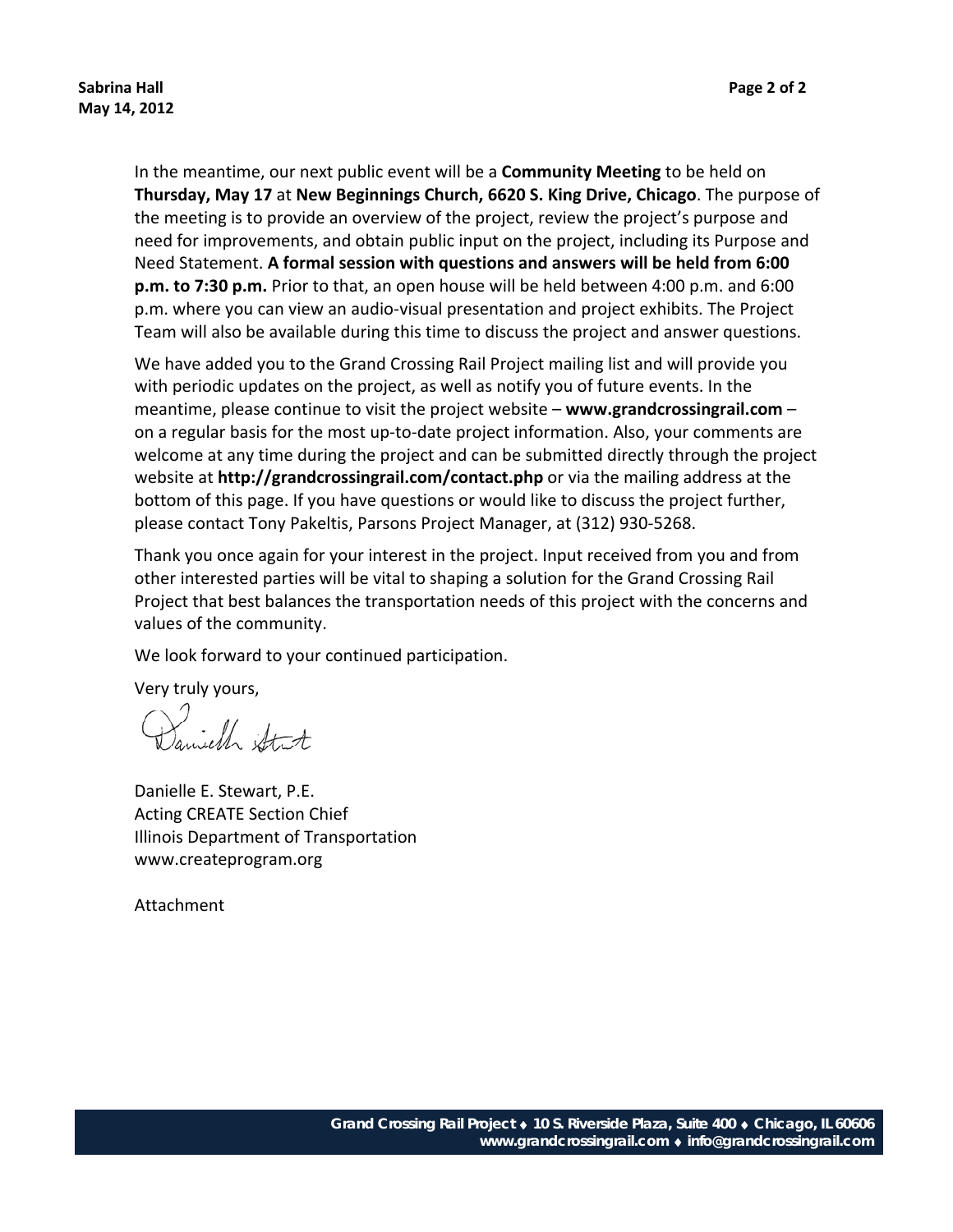In the meantime, our next public event will be a **Community Meeting** to be held on **Thursday, May 17** at **New Beginnings Church, 6620 S. King Drive, Chicago**. The purpose of the meeting is to provide an overview of the project, review the project's purpose and need for improvements, and obtain public input on the project, including its Purpose and Need Statement. **A formal session with questions and answers will be held from 6:00 p.m. to 7:30 p.m.** Prior to that, an open house will be held between 4:00 p.m. and 6:00 p.m. where you can view an audio-visual presentation and project exhibits. The Project Team will also be available during this time to discuss the project and answer questions.

We have added you to the Grand Crossing Rail Project mailing list and will provide you with periodic updates on the project, as well as notify you of future events. In the meantime, please continue to visit the project website – **www.grandcrossingrail.com** – on a regular basis for the most up-to-date project information. Also, your comments are welcome at any time during the project and can be submitted directly through the project website at **http://grandcrossingrail.com/contact.php** or via the mailing address at the bottom of this page. If you have questions or would like to discuss the project further, please contact Tony Pakeltis, Parsons Project Manager, at (312) 930-5268.

Thank you once again for your interest in the project. Input received from you and from other interested parties will be vital to shaping a solution for the Grand Crossing Rail Project that best balances the transportation needs of this project with the concerns and values of the community.

We look forward to your continued participation.

Very truly yours,

Danielle E. Stewart, P.E.
Acting CREATE Section Chief
Illinois Department of Transportation
www.createprogram.org

Attachment

**Grand Crossing Rail Project ♦ 10 S. Riverside Plaza, Suite 400 ♦ Chicago, IL 60606**
**www.grandcrossingrail.com ♦ info@grandcrossingrail.com**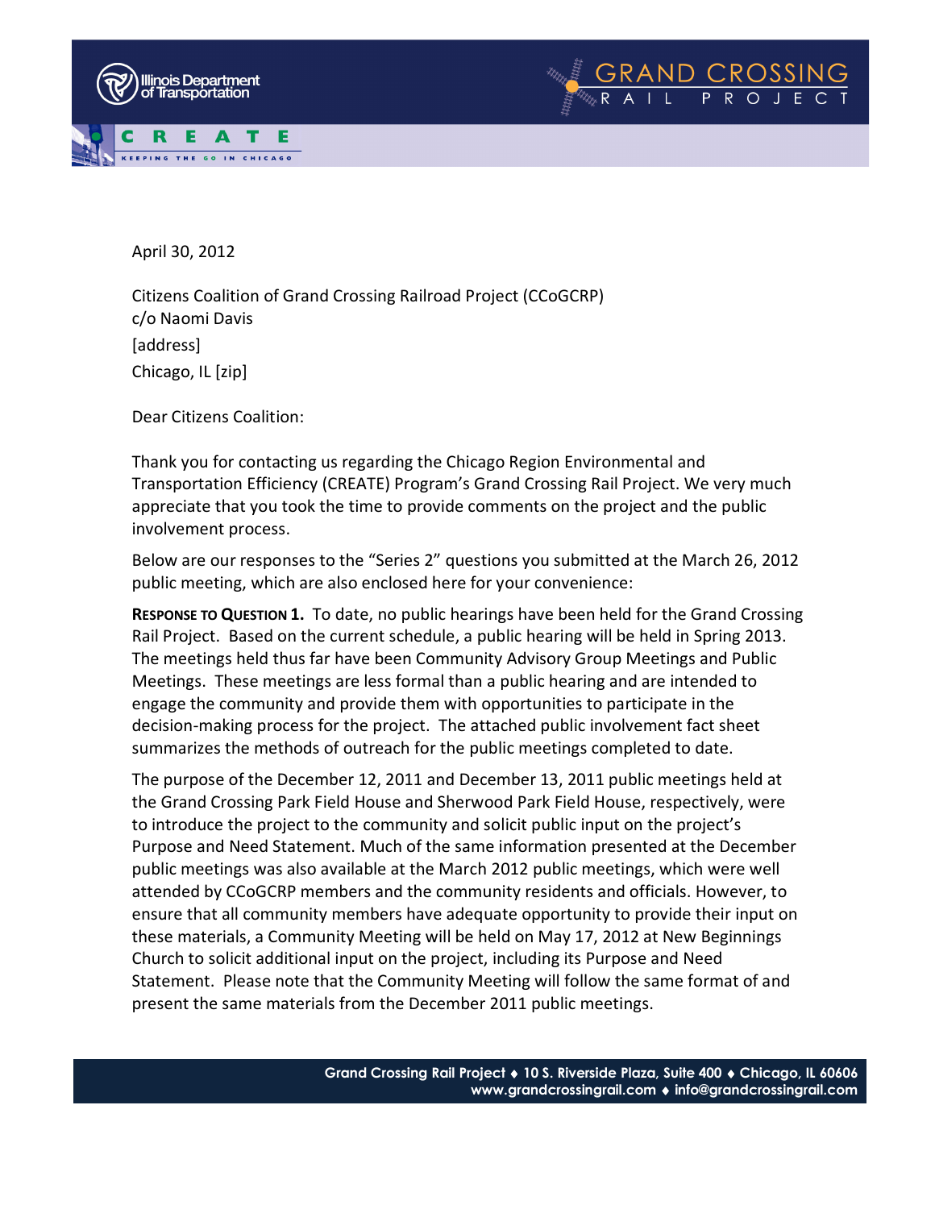April 30, 2012

Citizens Coalition of Grand Crossing Railroad Project (CCoGCRP)
c/o Naomi Davis
[address]
Chicago, IL [zip]

Dear Citizens Coalition:

Thank you for contacting us regarding the Chicago Region Environmental and Transportation Efficiency (CREATE) Program's Grand Crossing Rail Project. We very much appreciate that you took the time to provide comments on the project and the public involvement process.

Below are our responses to the "Series 2" questions you submitted at the March 26, 2012 public meeting, which are also enclosed here for your convenience:

**RESPONSE TO QUESTION 1.** To date, no public hearings have been held for the Grand Crossing Rail Project. Based on the current schedule, a public hearing will be held in Spring 2013. The meetings held thus far have been Community Advisory Group Meetings and Public Meetings. These meetings are less formal than a public hearing and are intended to engage the community and provide them with opportunities to participate in the decision-making process for the project. The attached public involvement fact sheet summarizes the methods of outreach for the public meetings completed to date.

The purpose of the December 12, 2011 and December 13, 2011 public meetings held at the Grand Crossing Park Field House and Sherwood Park Field House, respectively, were to introduce the project to the community and solicit public input on the project's Purpose and Need Statement. Much of the same information presented at the December public meetings was also available at the March 2012 public meetings, which were well attended by CCoGCRP members and the community residents and officials. However, to ensure that all community members have adequate opportunity to provide their input on these materials, a Community Meeting will be held on May 17, 2012 at New Beginnings Church to solicit additional input on the project, including its Purpose and Need Statement. Please note that the Community Meeting will follow the same format of and present the same materials from the December 2011 public meetings.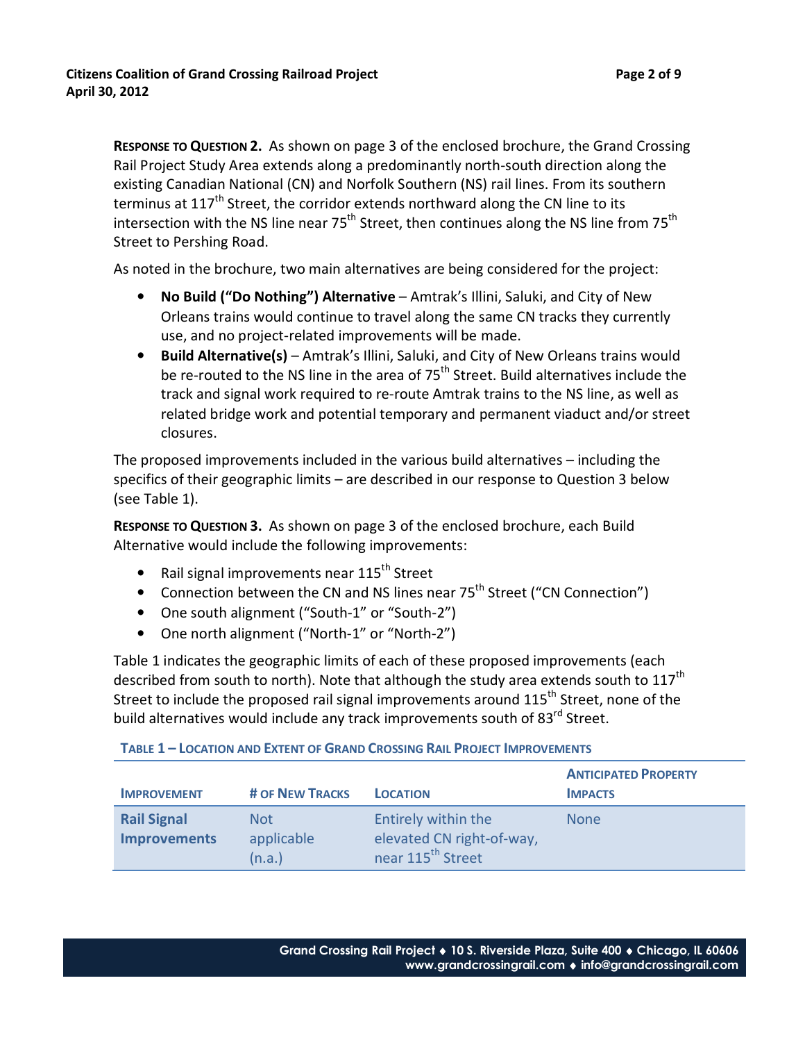**Response to Question 2.** As shown on page 3 of the enclosed brochure, the Grand Crossing Rail Project Study Area extends along a predominantly north-south direction along the existing Canadian National (CN) and Norfolk Southern (NS) rail lines. From its southern terminus at 117th Street, the corridor extends northward along the CN line to its intersection with the NS line near 75th Street, then continues along the NS line from 75th Street to Pershing Road.

As noted in the brochure, two main alternatives are being considered for the project:

- **No Build ("Do Nothing") Alternative** – Amtrak's Illini, Saluki, and City of New Orleans trains would continue to travel along the same CN tracks they currently use, and no project-related improvements will be made.
- **Build Alternative(s)** – Amtrak's Illini, Saluki, and City of New Orleans trains would be re-routed to the NS line in the area of 75th Street. Build alternatives include the track and signal work required to re-route Amtrak trains to the NS line, as well as related bridge work and potential temporary and permanent viaduct and/or street closures.

The proposed improvements included in the various build alternatives – including the specifics of their geographic limits – are described in our response to Question 3 below (see Table 1).

**Response to Question 3.** As shown on page 3 of the enclosed brochure, each Build Alternative would include the following improvements:

- Rail signal improvements near 115th Street
- Connection between the CN and NS lines near 75th Street ("CN Connection")
- One south alignment ("South-1" or "South-2")
- One north alignment ("North-1" or "North-2")

Table 1 indicates the geographic limits of each of these proposed improvements (each described from south to north). Note that although the study area extends south to 117th Street to include the proposed rail signal improvements around 115th Street, none of the build alternatives would include any track improvements south of 83rd Street.

**Table 1 – Location and Extent of Grand Crossing Rail Project Improvements**

| Improvement | # of New Tracks | Location | Anticipated Property Impacts |
|---|---|---|---|
| **Rail Signal Improvements** | Not applicable (n.a.) | Entirely within the elevated CN right-of-way, near 115th Street | None |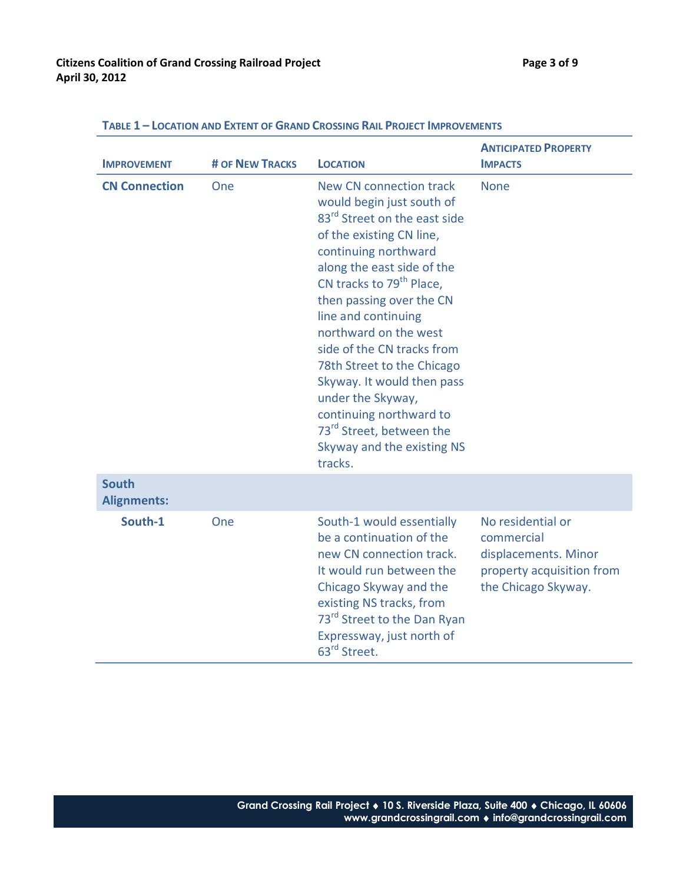**Table 1 – Location and Extent of Grand Crossing Rail Project Improvements**

| Improvement | # of New Tracks | Location | Anticipated Property Impacts |
|---|---|---|---|
| **CN Connection** | One | New CN connection track would begin just south of 83rd Street on the east side of the existing CN line, continuing northward along the east side of the CN tracks to 79th Place, then passing over the CN line and continuing northward on the west side of the CN tracks from 78th Street to the Chicago Skyway. It would then pass under the Skyway, continuing northward to 73rd Street, between the Skyway and the existing NS tracks. | None |
| **South Alignments:** | | | |
| **South-1** | One | South-1 would essentially be a continuation of the new CN connection track. It would run between the Chicago Skyway and the existing NS tracks, from 73rd Street to the Dan Ryan Expressway, just north of 63rd Street. | No residential or commercial displacements. Minor property acquisition from the Chicago Skyway. |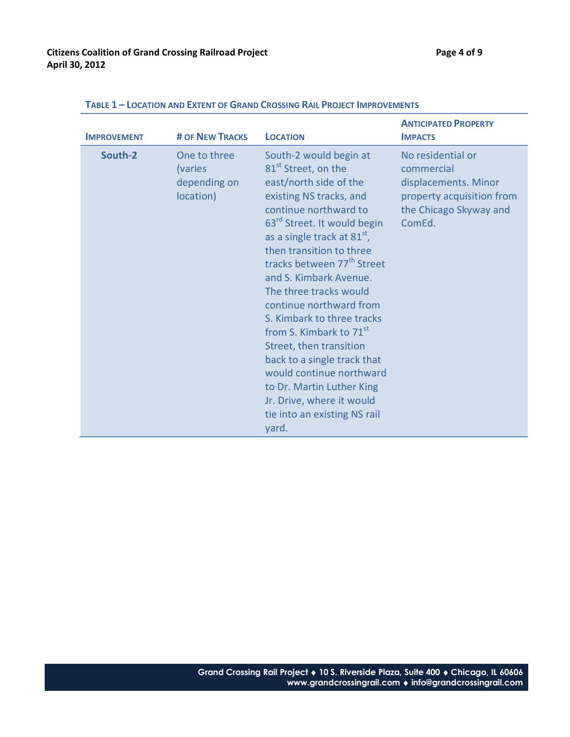**Table 1 – Location and Extent of Grand Crossing Rail Project Improvements**

| Improvement | # of New Tracks | Location | Anticipated Property Impacts |
| --- | --- | --- | --- |
| **South-2** | One to three (varies depending on location) | South-2 would begin at 81st Street, on the east/north side of the existing NS tracks, and continue northward to 63rd Street. It would begin as a single track at 81st, then transition to three tracks between 77th Street and S. Kimbark Avenue. The three tracks would continue northward from S. Kimbark to three tracks from S. Kimbark to 71st Street, then transition back to a single track that would continue northward to Dr. Martin Luther King Jr. Drive, where it would tie into an existing NS rail yard. | No residential or commercial displacements. Minor property acquisition from the Chicago Skyway and ComEd. |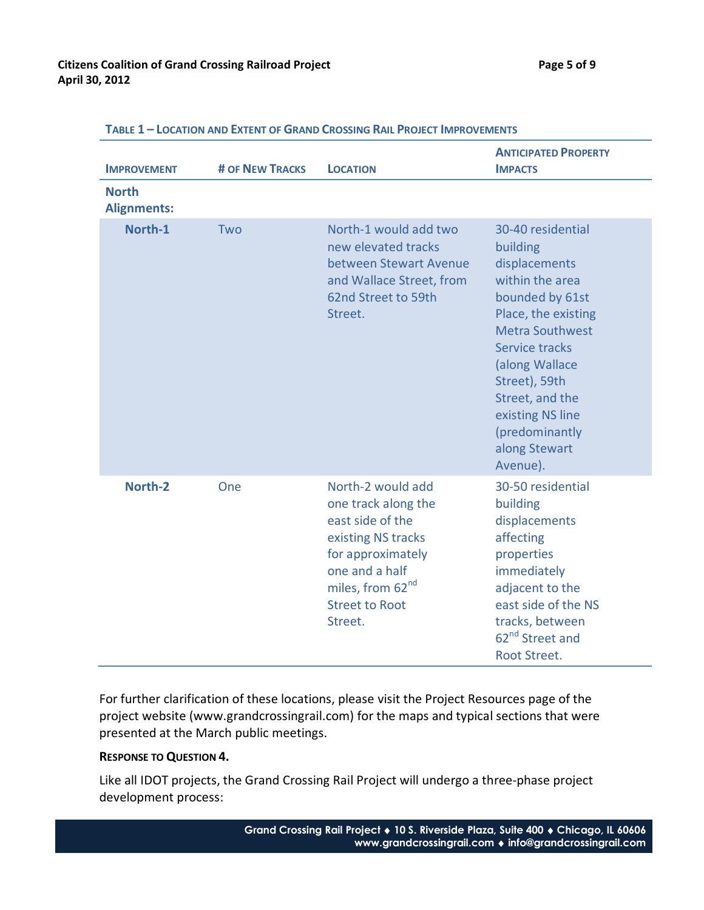**Table 1 – Location and Extent of Grand Crossing Rail Project Improvements**

| Improvement | # of New Tracks | Location | Anticipated Property Impacts |
|---|---|---|---|
| **North Alignments:** | | | |
| **North-1** | Two | North-1 would add two new elevated tracks between Stewart Avenue and Wallace Street, from 62nd Street to 59th Street. | 30-40 residential building displacements within the area bounded by 61st Place, the existing Metra Southwest Service tracks (along Wallace Street), 59th Street, and the existing NS line (predominantly along Stewart Avenue). |
| **North-2** | One | North-2 would add one track along the east side of the existing NS tracks for approximately one and a half miles, from 62nd Street to Root Street. | 30-50 residential building displacements affecting properties immediately adjacent to the east side of the NS tracks, between 62nd Street and Root Street. |

For further clarification of these locations, please visit the Project Resources page of the project website (www.grandcrossingrail.com) for the maps and typical sections that were presented at the March public meetings.

**Response to Question 4.**

Like all IDOT projects, the Grand Crossing Rail Project will undergo a three-phase project development process: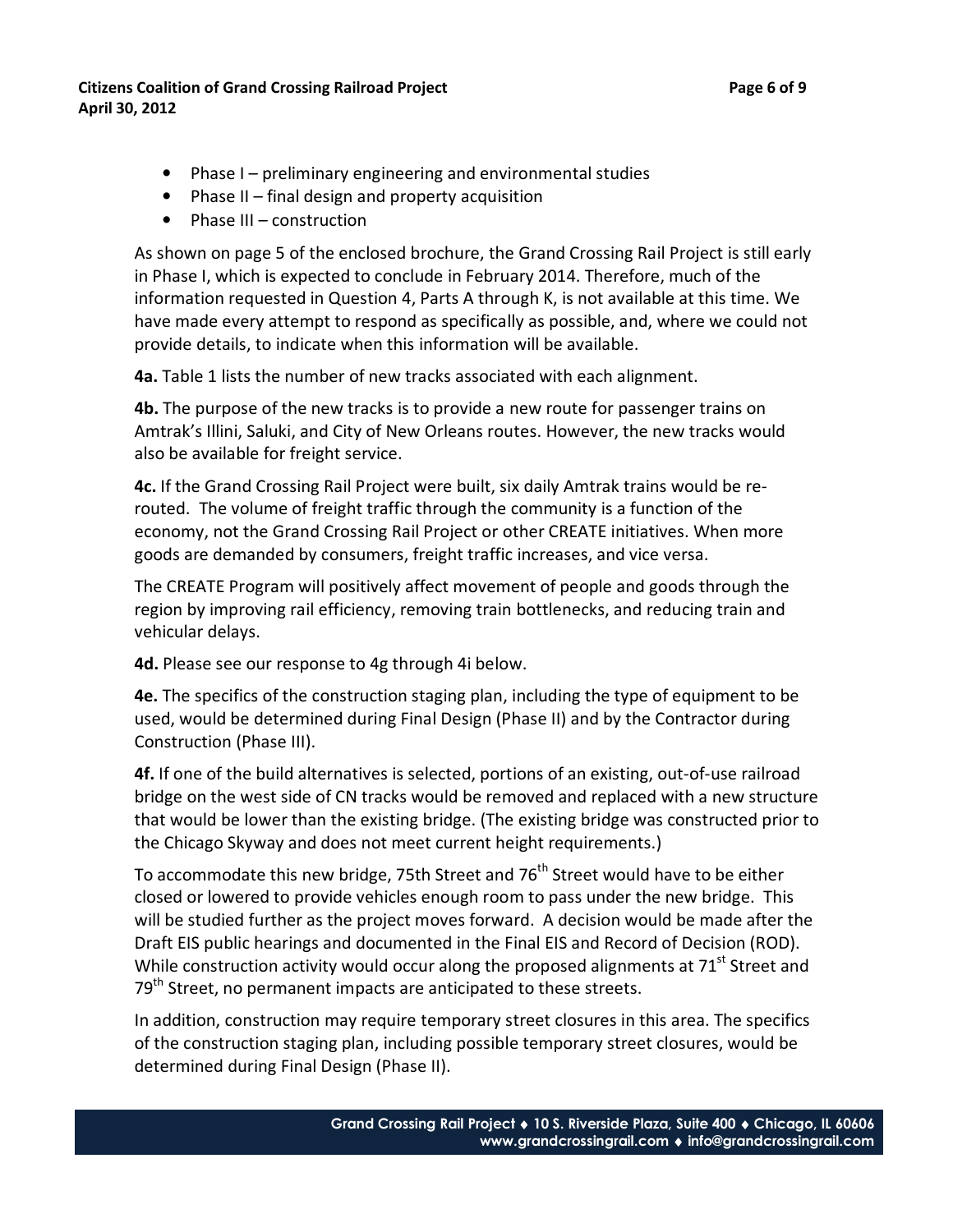- Phase I – preliminary engineering and environmental studies
- Phase II – final design and property acquisition
- Phase III – construction

As shown on page 5 of the enclosed brochure, the Grand Crossing Rail Project is still early in Phase I, which is expected to conclude in February 2014. Therefore, much of the information requested in Question 4, Parts A through K, is not available at this time. We have made every attempt to respond as specifically as possible, and, where we could not provide details, to indicate when this information will be available.

**4a.** Table 1 lists the number of new tracks associated with each alignment.

**4b.** The purpose of the new tracks is to provide a new route for passenger trains on Amtrak's Illini, Saluki, and City of New Orleans routes. However, the new tracks would also be available for freight service.

**4c.** If the Grand Crossing Rail Project were built, six daily Amtrak trains would be re-routed. The volume of freight traffic through the community is a function of the economy, not the Grand Crossing Rail Project or other CREATE initiatives. When more goods are demanded by consumers, freight traffic increases, and vice versa.

The CREATE Program will positively affect movement of people and goods through the region by improving rail efficiency, removing train bottlenecks, and reducing train and vehicular delays.

**4d.** Please see our response to 4g through 4i below.

**4e.** The specifics of the construction staging plan, including the type of equipment to be used, would be determined during Final Design (Phase II) and by the Contractor during Construction (Phase III).

**4f.** If one of the build alternatives is selected, portions of an existing, out-of-use railroad bridge on the west side of CN tracks would be removed and replaced with a new structure that would be lower than the existing bridge. (The existing bridge was constructed prior to the Chicago Skyway and does not meet current height requirements.)

To accommodate this new bridge, 75th Street and 76th Street would have to be either closed or lowered to provide vehicles enough room to pass under the new bridge. This will be studied further as the project moves forward. A decision would be made after the Draft EIS public hearings and documented in the Final EIS and Record of Decision (ROD). While construction activity would occur along the proposed alignments at 71st Street and 79th Street, no permanent impacts are anticipated to these streets.

In addition, construction may require temporary street closures in this area. The specifics of the construction staging plan, including possible temporary street closures, would be determined during Final Design (Phase II).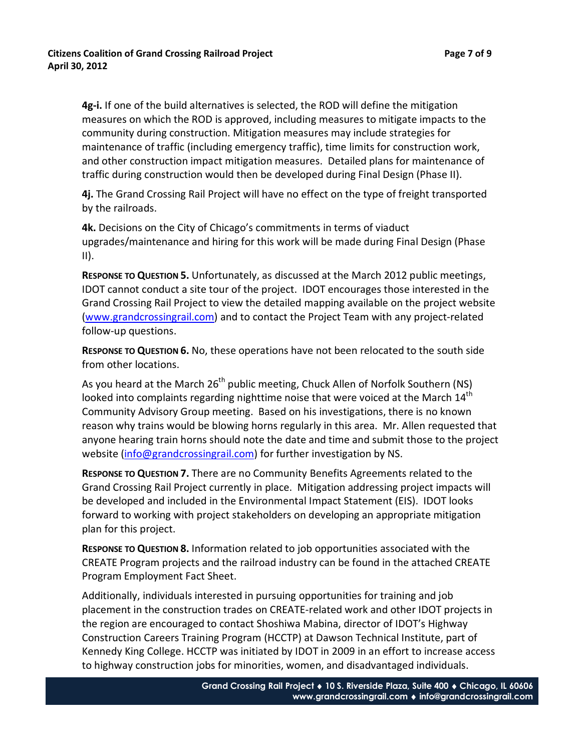**4g-i.** If one of the build alternatives is selected, the ROD will define the mitigation measures on which the ROD is approved, including measures to mitigate impacts to the community during construction. Mitigation measures may include strategies for maintenance of traffic (including emergency traffic), time limits for construction work, and other construction impact mitigation measures. Detailed plans for maintenance of traffic during construction would then be developed during Final Design (Phase II).

**4j.** The Grand Crossing Rail Project will have no effect on the type of freight transported by the railroads.

**4k.** Decisions on the City of Chicago's commitments in terms of viaduct upgrades/maintenance and hiring for this work will be made during Final Design (Phase II).

**RESPONSE TO QUESTION 5.** Unfortunately, as discussed at the March 2012 public meetings, IDOT cannot conduct a site tour of the project. IDOT encourages those interested in the Grand Crossing Rail Project to view the detailed mapping available on the project website (www.grandcrossingrail.com) and to contact the Project Team with any project-related follow-up questions.

**RESPONSE TO QUESTION 6.** No, these operations have not been relocated to the south side from other locations.

As you heard at the March 26th public meeting, Chuck Allen of Norfolk Southern (NS) looked into complaints regarding nighttime noise that were voiced at the March 14th Community Advisory Group meeting. Based on his investigations, there is no known reason why trains would be blowing horns regularly in this area. Mr. Allen requested that anyone hearing train horns should note the date and time and submit those to the project website (info@grandcrossingrail.com) for further investigation by NS.

**RESPONSE TO QUESTION 7.** There are no Community Benefits Agreements related to the Grand Crossing Rail Project currently in place. Mitigation addressing project impacts will be developed and included in the Environmental Impact Statement (EIS). IDOT looks forward to working with project stakeholders on developing an appropriate mitigation plan for this project.

**RESPONSE TO QUESTION 8.** Information related to job opportunities associated with the CREATE Program projects and the railroad industry can be found in the attached CREATE Program Employment Fact Sheet.

Additionally, individuals interested in pursuing opportunities for training and job placement in the construction trades on CREATE-related work and other IDOT projects in the region are encouraged to contact Shoshiwa Mabina, director of IDOT's Highway Construction Careers Training Program (HCCTP) at Dawson Technical Institute, part of Kennedy King College. HCCTP was initiated by IDOT in 2009 in an effort to increase access to highway construction jobs for minorities, women, and disadvantaged individuals.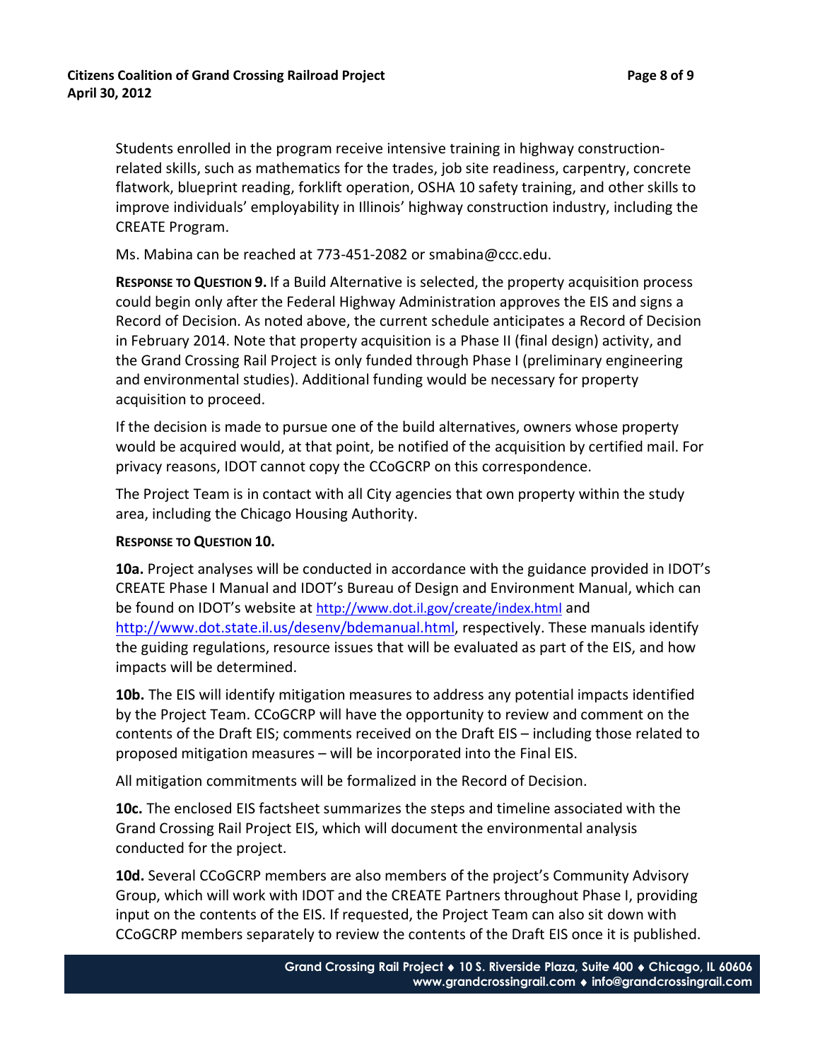Students enrolled in the program receive intensive training in highway construction-related skills, such as mathematics for the trades, job site readiness, carpentry, concrete flatwork, blueprint reading, forklift operation, OSHA 10 safety training, and other skills to improve individuals' employability in Illinois' highway construction industry, including the CREATE Program.

Ms. Mabina can be reached at 773-451-2082 or smabina@ccc.edu.

**RESPONSE TO QUESTION 9.** If a Build Alternative is selected, the property acquisition process could begin only after the Federal Highway Administration approves the EIS and signs a Record of Decision. As noted above, the current schedule anticipates a Record of Decision in February 2014. Note that property acquisition is a Phase II (final design) activity, and the Grand Crossing Rail Project is only funded through Phase I (preliminary engineering and environmental studies). Additional funding would be necessary for property acquisition to proceed.

If the decision is made to pursue one of the build alternatives, owners whose property would be acquired would, at that point, be notified of the acquisition by certified mail. For privacy reasons, IDOT cannot copy the CCoGCRP on this correspondence.

The Project Team is in contact with all City agencies that own property within the study area, including the Chicago Housing Authority.

**RESPONSE TO QUESTION 10.**

**10a.** Project analyses will be conducted in accordance with the guidance provided in IDOT's CREATE Phase I Manual and IDOT's Bureau of Design and Environment Manual, which can be found on IDOT's website at http://www.dot.il.gov/create/index.html and http://www.dot.state.il.us/desenv/bdemanual.html, respectively. These manuals identify the guiding regulations, resource issues that will be evaluated as part of the EIS, and how impacts will be determined.

**10b.** The EIS will identify mitigation measures to address any potential impacts identified by the Project Team. CCoGCRP will have the opportunity to review and comment on the contents of the Draft EIS; comments received on the Draft EIS – including those related to proposed mitigation measures – will be incorporated into the Final EIS.

All mitigation commitments will be formalized in the Record of Decision.

**10c.** The enclosed EIS factsheet summarizes the steps and timeline associated with the Grand Crossing Rail Project EIS, which will document the environmental analysis conducted for the project.

**10d.** Several CCoGCRP members are also members of the project's Community Advisory Group, which will work with IDOT and the CREATE Partners throughout Phase I, providing input on the contents of the EIS. If requested, the Project Team can also sit down with CCoGCRP members separately to review the contents of the Draft EIS once it is published.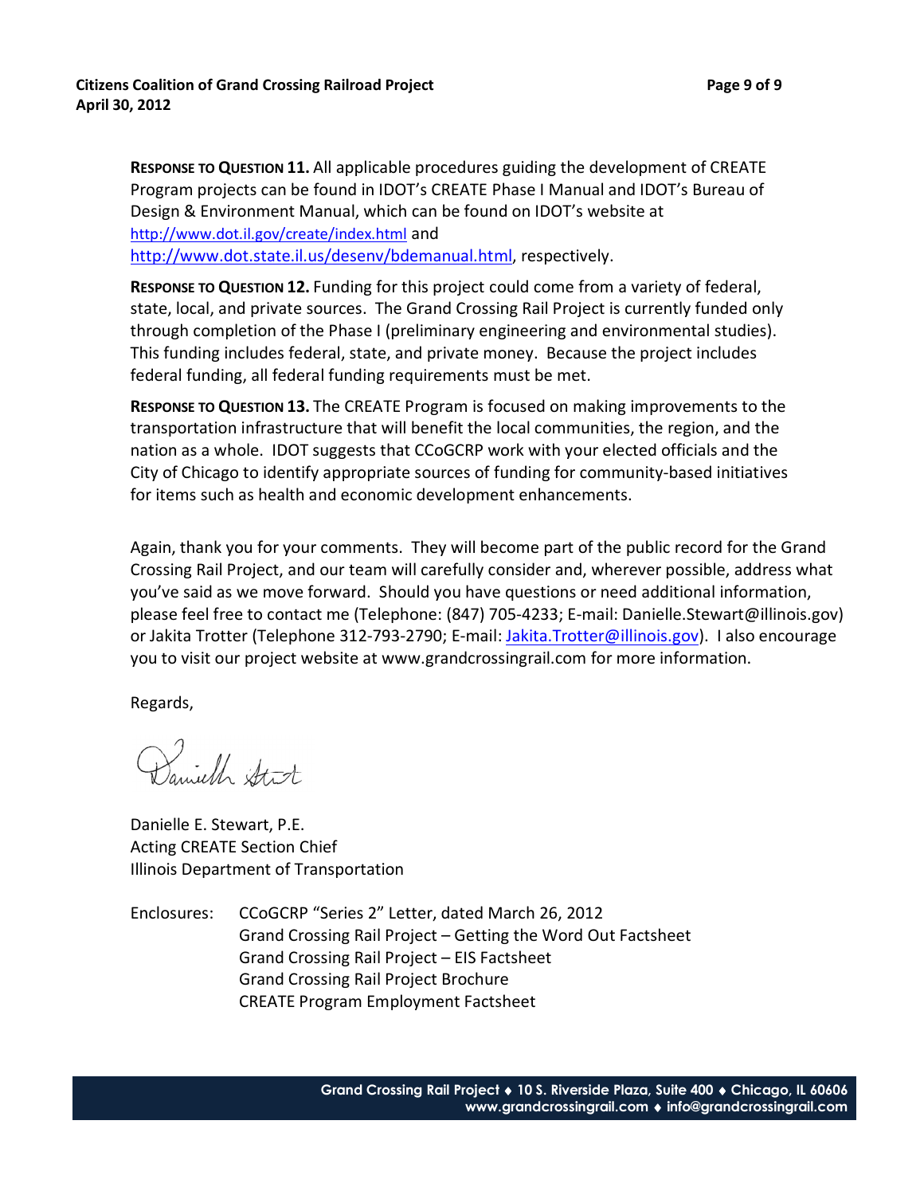**RESPONSE TO QUESTION 11.** All applicable procedures guiding the development of CREATE Program projects can be found in IDOT's CREATE Phase I Manual and IDOT's Bureau of Design & Environment Manual, which can be found on IDOT's website at http://www.dot.il.gov/create/index.html and http://www.dot.state.il.us/desenv/bdemanual.html, respectively.

**RESPONSE TO QUESTION 12.** Funding for this project could come from a variety of federal, state, local, and private sources. The Grand Crossing Rail Project is currently funded only through completion of the Phase I (preliminary engineering and environmental studies). This funding includes federal, state, and private money. Because the project includes federal funding, all federal funding requirements must be met.

**RESPONSE TO QUESTION 13.** The CREATE Program is focused on making improvements to the transportation infrastructure that will benefit the local communities, the region, and the nation as a whole. IDOT suggests that CCoGCRP work with your elected officials and the City of Chicago to identify appropriate sources of funding for community-based initiatives for items such as health and economic development enhancements.

Again, thank you for your comments. They will become part of the public record for the Grand Crossing Rail Project, and our team will carefully consider and, wherever possible, address what you've said as we move forward. Should you have questions or need additional information, please feel free to contact me (Telephone: (847) 705-4233; E-mail: Danielle.Stewart@illinois.gov) or Jakita Trotter (Telephone 312-793-2790; E-mail: Jakita.Trotter@illinois.gov). I also encourage you to visit our project website at www.grandcrossingrail.com for more information.

Regards,

Danielle E. Stewart, P.E.
Acting CREATE Section Chief
Illinois Department of Transportation

Enclosures: CCoGCRP "Series 2" Letter, dated March 26, 2012
Grand Crossing Rail Project – Getting the Word Out Factsheet
Grand Crossing Rail Project – EIS Factsheet
Grand Crossing Rail Project Brochure
CREATE Program Employment Factsheet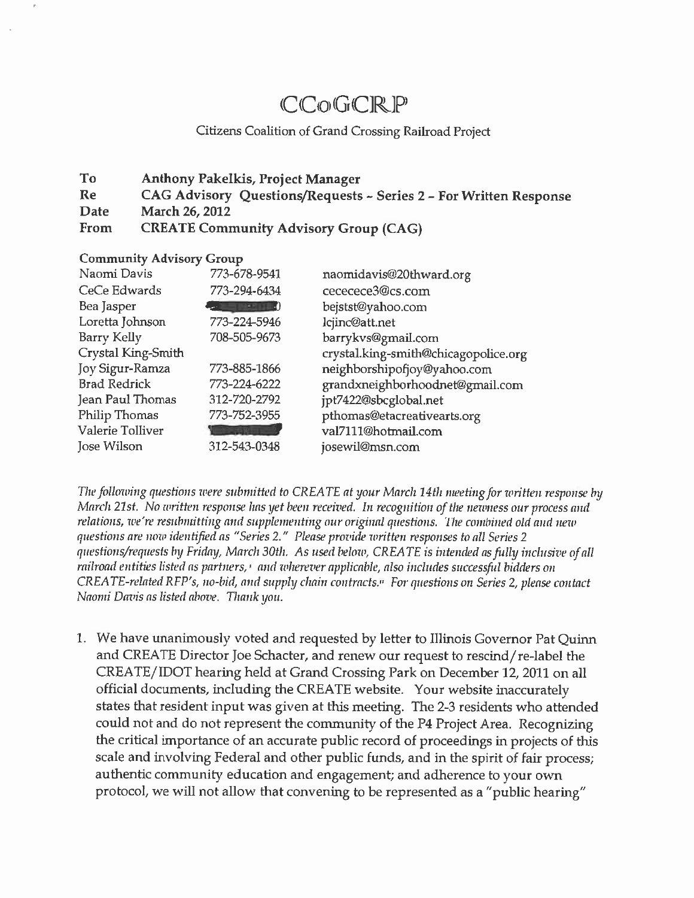# CCoGCRP

Citizens Coalition of Grand Crossing Railroad Project

| | |
|---|---|
| **To** | **Anthony Pakelkis, Project Manager** |
| **Re** | **CAG Advisory Questions/Requests - Series 2 - For Written Response** |
| **Date** | **March 26, 2012** |
| **From** | **CREATE Community Advisory Group (CAG)** |

**Community Advisory Group**

| Name | Phone | Email |
|---|---|---|
| Naomi Davis | 773-678-9541 | naomidavis@20thward.org |
| CeCe Edwards | 773-294-6434 | cecec ece3@cs.com |
| Bea Jasper | [redacted] | bejstst@yahoo.com |
| Loretta Johnson | 773-224-5946 | lcjinc@att.net |
| Barry Kelly | 708-505-9673 | barrykvs@gmail.com |
| Crystal King-Smith | | crystal.king-smith@chicagopolice.org |
| Joy Sigur-Ramza | 773-885-1866 | neighborshipofjoy@yahoo.com |
| Brad Redrick | 773-224-6222 | grandxneighborhoodnet@gmail.com |
| Jean Paul Thomas | 312-720-2792 | jpt7422@sbcglobal.net |
| Philip Thomas | 773-752-3955 | pthomas@etacreativearts.org |
| Valerie Tolliver | [redacted] | val7111@hotmail.com |
| Jose Wilson | 312-543-0348 | josewil@msn.com |

*The following questions were submitted to CREATE at your March 14th meeting for written response by March 21st. No written response has yet been received. In recognition of the newness our process and relations, we're resubmitting and supplementing our original questions. The combined old and new questions are now identified as "Series 2." Please provide written responses to all Series 2 questions/requests by Friday, March 30th. As used below, CREATE is intended as fully inclusive of all railroad entities listed as partners,[i] and wherever applicable, also includes successful bidders on CREATE-related RFP's, no-bid, and supply chain contracts.[ii] For questions on Series 2, please contact Naomi Davis as listed above. Thank you.*

1. We have unanimously voted and requested by letter to Illinois Governor Pat Quinn and CREATE Director Joe Schacter, and renew our request to rescind/re-label the CREATE/IDOT hearing held at Grand Crossing Park on December 12, 2011 on all official documents, including the CREATE website. Your website inaccurately states that resident input was given at this meeting. The 2-3 residents who attended could not and do not represent the community of the P4 Project Area. Recognizing the critical importance of an accurate public record of proceedings in projects of this scale and involving Federal and other public funds, and in the spirit of fair process; authentic community education and engagement; and adherence to your own protocol, we will not allow that convening to be represented as a "public hearing"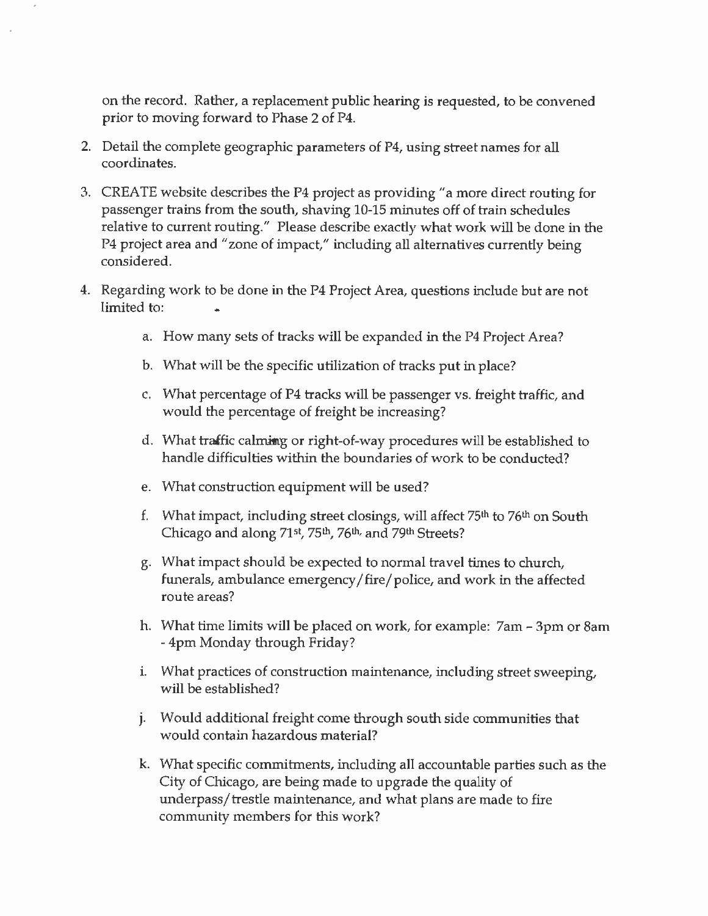on the record. Rather, a replacement public hearing is requested, to be convened prior to moving forward to Phase 2 of P4.

2. Detail the complete geographic parameters of P4, using street names for all coordinates.

3. CREATE website describes the P4 project as providing "a more direct routing for passenger trains from the south, shaving 10-15 minutes off of train schedules relative to current routing." Please describe exactly what work will be done in the P4 project area and "zone of impact," including all alternatives currently being considered.

4. Regarding work to be done in the P4 Project Area, questions include but are not limited to:

    a. How many sets of tracks will be expanded in the P4 Project Area?

    b. What will be the specific utilization of tracks put in place?

    c. What percentage of P4 tracks will be passenger vs. freight traffic, and would the percentage of freight be increasing?

    d. What traffic calming or right-of-way procedures will be established to handle difficulties within the boundaries of work to be conducted?

    e. What construction equipment will be used?

    f. What impact, including street closings, will affect 75th to 76th on South Chicago and along 71st, 75th, 76th, and 79th Streets?

    g. What impact should be expected to normal travel times to church, funerals, ambulance emergency/fire/police, and work in the affected route areas?

    h. What time limits will be placed on work, for example: 7am – 3pm or 8am - 4pm Monday through Friday?

    i. What practices of construction maintenance, including street sweeping, will be established?

    j. Would additional freight come through south side communities that would contain hazardous material?

    k. What specific commitments, including all accountable parties such as the City of Chicago, are being made to upgrade the quality of underpass/trestle maintenance, and what plans are made to fire community members for this work?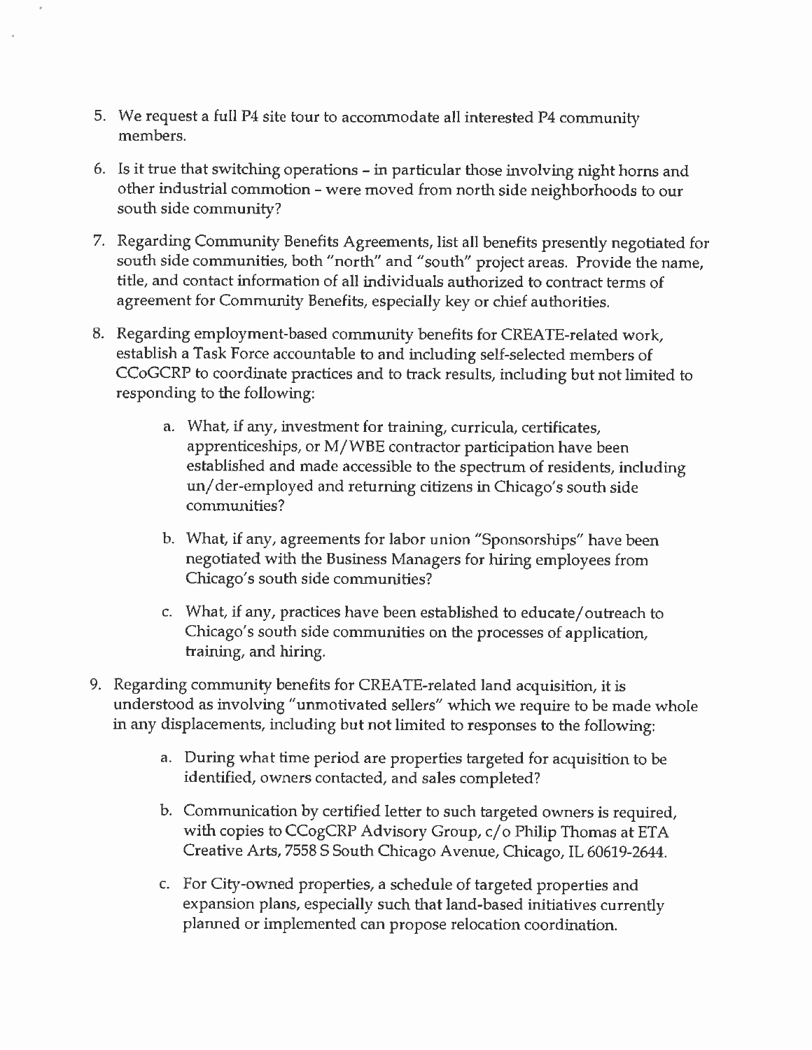5. We request a full P4 site tour to accommodate all interested P4 community members.

6. Is it true that switching operations – in particular those involving night horns and other industrial commotion – were moved from north side neighborhoods to our south side community?

7. Regarding Community Benefits Agreements, list all benefits presently negotiated for south side communities, both "north" and "south" project areas. Provide the name, title, and contact information of all individuals authorized to contract terms of agreement for Community Benefits, especially key or chief authorities.

8. Regarding employment-based community benefits for CREATE-related work, establish a Task Force accountable to and including self-selected members of CCoGCRP to coordinate practices and to track results, including but not limited to responding to the following:

    a. What, if any, investment for training, curricula, certificates, apprenticeships, or M/WBE contractor participation have been established and made accessible to the spectrum of residents, including un/der-employed and returning citizens in Chicago's south side communities?

    b. What, if any, agreements for labor union "Sponsorships" have been negotiated with the Business Managers for hiring employees from Chicago's south side communities?

    c. What, if any, practices have been established to educate/outreach to Chicago's south side communities on the processes of application, training, and hiring.

9. Regarding community benefits for CREATE-related land acquisition, it is understood as involving "unmotivated sellers" which we require to be made whole in any displacements, including but not limited to responses to the following:

    a. During what time period are properties targeted for acquisition to be identified, owners contacted, and sales completed?

    b. Communication by certified letter to such targeted owners is required, with copies to CCogCRP Advisory Group, c/o Philip Thomas at ETA Creative Arts, 7558 S South Chicago Avenue, Chicago, IL 60619-2644.

    c. For City-owned properties, a schedule of targeted properties and expansion plans, especially such that land-based initiatives currently planned or implemented can propose relocation coordination.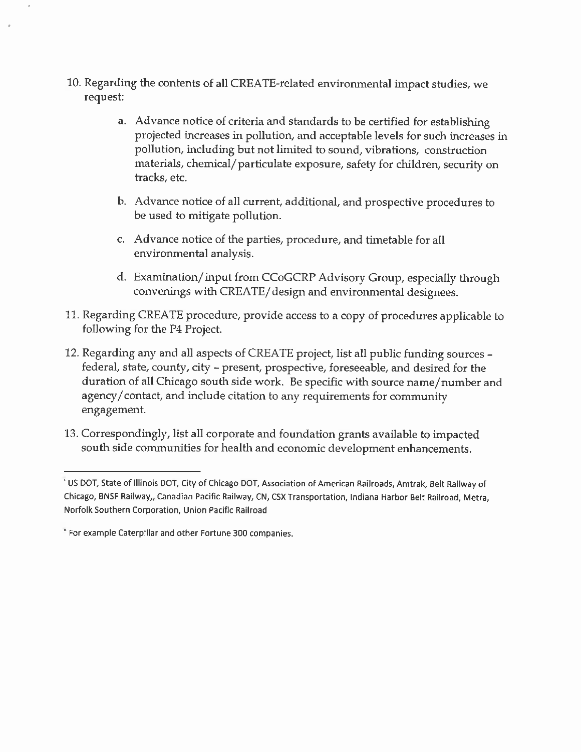10. Regarding the contents of all CREATE-related environmental impact studies, we request:

    a. Advance notice of criteria and standards to be certified for establishing projected increases in pollution, and acceptable levels for such increases in pollution, including but not limited to sound, vibrations, construction materials, chemical/particulate exposure, safety for children, security on tracks, etc.

    b. Advance notice of all current, additional, and prospective procedures to be used to mitigate pollution.

    c. Advance notice of the parties, procedure, and timetable for all environmental analysis.

    d. Examination/input from CCoGCRP Advisory Group, especially through convenings with CREATE/design and environmental designees.

11. Regarding CREATE procedure, provide access to a copy of procedures applicable to following for the P4 Project.

12. Regarding any and all aspects of CREATE project, list all public funding sources – federal, state, county, city – present, prospective, foreseeable, and desired for the duration of all Chicago south side work. Be specific with source name/number and agency/contact, and include citation to any requirements for community engagement.

13. Correspondingly, list all corporate and foundation grants available to impacted south side communities for health and economic development enhancements.

---

[i] US DOT, State of Illinois DOT, City of Chicago DOT, Association of American Railroads, Amtrak, Belt Railway of Chicago, BNSF Railway,, Canadian Pacific Railway, CN, CSX Transportation, Indiana Harbor Belt Railroad, Metra, Norfolk Southern Corporation, Union Pacific Railroad

[ii] For example Caterpillar and other Fortune 300 companies.